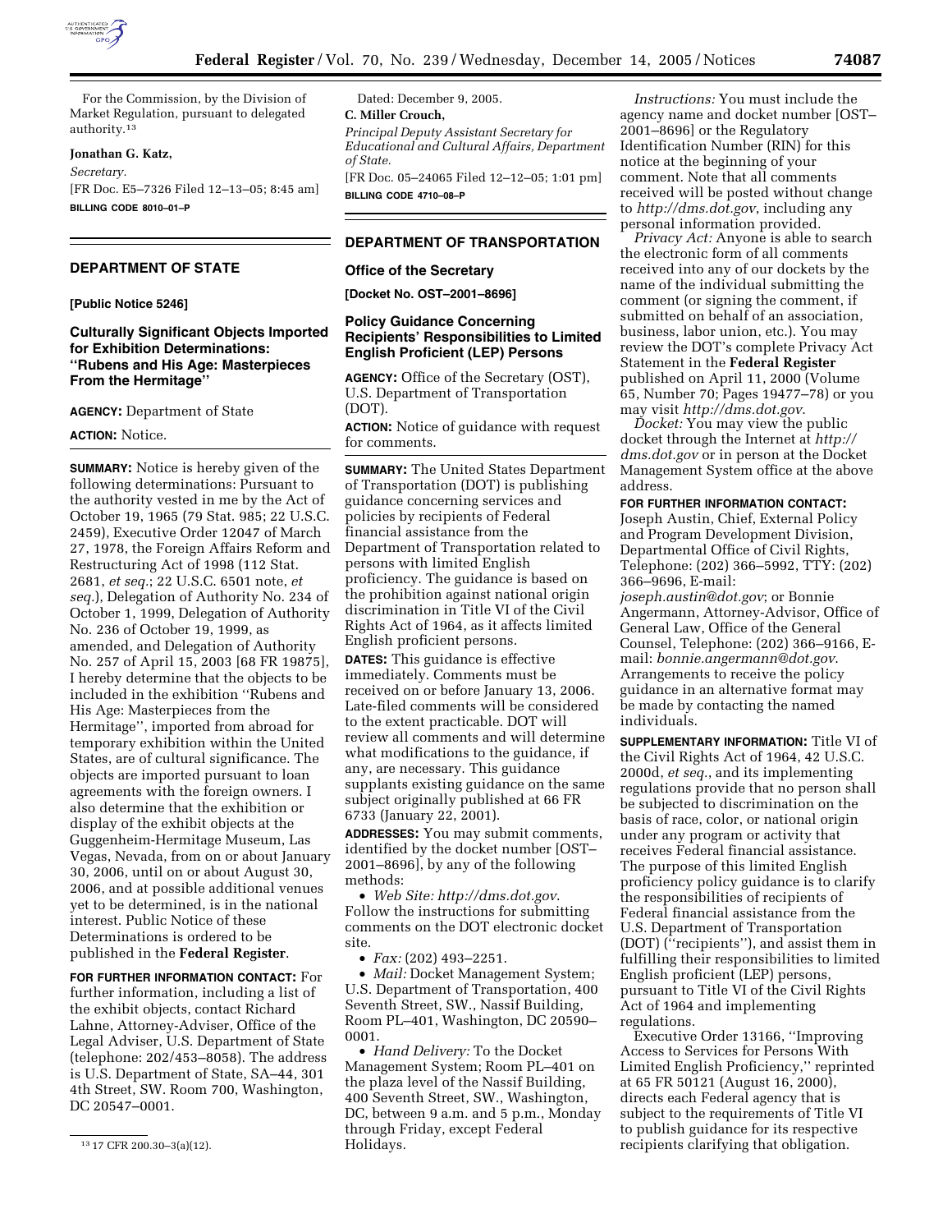For the Commission, by the Division of Market Regulation, pursuant to delegated authority.[13]

**Jonathan G. Katz,**

*Secretary.*

[FR Doc. E5–7326 Filed 12–13–05; 8:45 am]

**BILLING CODE 8010–01–P**

[13] 17 CFR 200.30–3(a)(12).

## DEPARTMENT OF STATE

**[Public Notice 5246]**

### Culturally Significant Objects Imported for Exhibition Determinations: ''Rubens and His Age: Masterpieces From the Hermitage''

**AGENCY:** Department of State

**ACTION:** Notice.

**SUMMARY:** Notice is hereby given of the following determinations: Pursuant to the authority vested in me by the Act of October 19, 1965 (79 Stat. 985; 22 U.S.C. 2459), Executive Order 12047 of March 27, 1978, the Foreign Affairs Reform and Restructuring Act of 1998 (112 Stat. 2681, *et seq.*; 22 U.S.C. 6501 note, *et seq.*), Delegation of Authority No. 234 of October 1, 1999, Delegation of Authority No. 236 of October 19, 1999, as amended, and Delegation of Authority No. 257 of April 15, 2003 [68 FR 19875], I hereby determine that the objects to be included in the exhibition ''Rubens and His Age: Masterpieces from the Hermitage'', imported from abroad for temporary exhibition within the United States, are of cultural significance. The objects are imported pursuant to loan agreements with the foreign owners. I also determine that the exhibition or display of the exhibit objects at the Guggenheim-Hermitage Museum, Las Vegas, Nevada, from on or about January 30, 2006, until on or about August 30, 2006, and at possible additional venues yet to be determined, is in the national interest. Public Notice of these Determinations is ordered to be published in the **Federal Register**.

**FOR FURTHER INFORMATION CONTACT:** For further information, including a list of the exhibit objects, contact Richard Lahne, Attorney-Adviser, Office of the Legal Adviser, U.S. Department of State (telephone: 202/453–8058). The address is U.S. Department of State, SA–44, 301 4th Street, SW. Room 700, Washington, DC 20547–0001.

Dated: December 9, 2005.

**C. Miller Crouch,**

*Principal Deputy Assistant Secretary for Educational and Cultural Affairs, Department of State.*

[FR Doc. 05–24065 Filed 12–12–05; 1:01 pm]

**BILLING CODE 4710–08–P**

## DEPARTMENT OF TRANSPORTATION

### Office of the Secretary

**[Docket No. OST–2001–8696]**

### Policy Guidance Concerning Recipients' Responsibilities to Limited English Proficient (LEP) Persons

**AGENCY:** Office of the Secretary (OST), U.S. Department of Transportation (DOT).

**ACTION:** Notice of guidance with request for comments.

**SUMMARY:** The United States Department of Transportation (DOT) is publishing guidance concerning services and policies by recipients of Federal financial assistance from the Department of Transportation related to persons with limited English proficiency. The guidance is based on the prohibition against national origin discrimination in Title VI of the Civil Rights Act of 1964, as it affects limited English proficient persons.

**DATES:** This guidance is effective immediately. Comments must be received on or before January 13, 2006. Late-filed comments will be considered to the extent practicable. DOT will review all comments and will determine what modifications to the guidance, if any, are necessary. This guidance supplants existing guidance on the same subject originally published at 66 FR 6733 (January 22, 2001).

**ADDRESSES:** You may submit comments, identified by the docket number [OST–2001–8696], by any of the following methods:

- *Web Site: http://dms.dot.gov*. Follow the instructions for submitting comments on the DOT electronic docket site.
- *Fax:* (202) 493–2251.
- *Mail:* Docket Management System; U.S. Department of Transportation, 400 Seventh Street, SW., Nassif Building, Room PL–401, Washington, DC 20590–0001.
- *Hand Delivery:* To the Docket Management System; Room PL–401 on the plaza level of the Nassif Building, 400 Seventh Street, SW., Washington, DC, between 9 a.m. and 5 p.m., Monday through Friday, except Federal Holidays.

*Instructions:* You must include the agency name and docket number [OST–2001–8696] or the Regulatory Identification Number (RIN) for this notice at the beginning of your comment. Note that all comments received will be posted without change to *http://dms.dot.gov*, including any personal information provided.

*Privacy Act:* Anyone is able to search the electronic form of all comments received into any of our dockets by the name of the individual submitting the comment (or signing the comment, if submitted on behalf of an association, business, labor union, etc.). You may review the DOT's complete Privacy Act Statement in the **Federal Register** published on April 11, 2000 (Volume 65, Number 70; Pages 19477–78) or you may visit *http://dms.dot.gov*.

*Docket:* You may view the public docket through the Internet at *http://dms.dot.gov* or in person at the Docket Management System office at the above address.

**FOR FURTHER INFORMATION CONTACT:** Joseph Austin, Chief, External Policy and Program Development Division, Departmental Office of Civil Rights, Telephone: (202) 366–5992, TTY: (202) 366–9696, E-mail: *joseph.austin@dot.gov*; or Bonnie Angermann, Attorney-Advisor, Office of General Law, Office of the General Counsel, Telephone: (202) 366–9166, E-mail: *bonnie.angermann@dot.gov*. Arrangements to receive the policy guidance in an alternative format may be made by contacting the named individuals.

**SUPPLEMENTARY INFORMATION:** Title VI of the Civil Rights Act of 1964, 42 U.S.C. 2000d, *et seq.*, and its implementing regulations provide that no person shall be subjected to discrimination on the basis of race, color, or national origin under any program or activity that receives Federal financial assistance. The purpose of this limited English proficiency policy guidance is to clarify the responsibilities of recipients of Federal financial assistance from the U.S. Department of Transportation (DOT) (''recipients''), and assist them in fulfilling their responsibilities to limited English proficient (LEP) persons, pursuant to Title VI of the Civil Rights Act of 1964 and implementing regulations.

Executive Order 13166, ''Improving Access to Services for Persons With Limited English Proficiency,'' reprinted at 65 FR 50121 (August 16, 2000), directs each Federal agency that is subject to the requirements of Title VI to publish guidance for its respective recipients clarifying that obligation.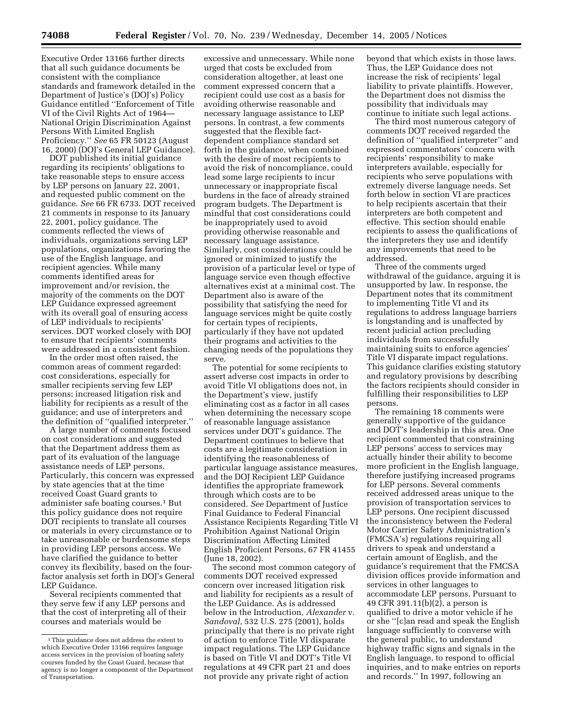Executive Order 13166 further directs that all such guidance documents be consistent with the compliance standards and framework detailed in the Department of Justice's (DOJ's) Policy Guidance entitled ''Enforcement of Title VI of the Civil Rights Act of 1964—National Origin Discrimination Against Persons With Limited English Proficiency.'' *See* 65 FR 50123 (August 16, 2000) (DOJ's General LEP Guidance).

DOT published its initial guidance regarding its recipients' obligations to take reasonable steps to ensure access by LEP persons on January 22, 2001, and requested public comment on the guidance. *See* 66 FR 6733. DOT received 21 comments in response to its January 22, 2001, policy guidance. The comments reflected the views of individuals, organizations serving LEP populations, organizations favoring the use of the English language, and recipient agencies. While many comments identified areas for improvement and/or revision, the majority of the comments on the DOT LEP Guidance expressed agreement with its overall goal of ensuring access of LEP individuals to recipients' services. DOT worked closely with DOJ to ensure that recipients' comments were addressed in a consistent fashion.

In the order most often raised, the common areas of comment regarded: cost considerations, especially for smaller recipients serving few LEP persons; increased litigation risk and liability for recipients as a result of the guidance; and use of interpreters and the definition of ''qualified interpreter.''

A large number of comments focused on cost considerations and suggested that the Department address them as part of its evaluation of the language assistance needs of LEP persons. Particularly, this concern was expressed by state agencies that at the time received Coast Guard grants to administer safe boating courses.[1] But this policy guidance does not require DOT recipients to translate all courses or materials in every circumstance or to take unreasonable or burdensome steps in providing LEP persons access. We have clarified the guidance to better convey its flexibility, based on the four-factor analysis set forth in DOJ's General LEP Guidance.

Several recipients commented that they serve few if any LEP persons and that the cost of interpreting all of their courses and materials would be excessive and unnecessary. While none urged that costs be excluded from consideration altogether, at least one comment expressed concern that a recipient could use cost as a basis for avoiding otherwise reasonable and necessary language assistance to LEP persons. In contrast, a few comments suggested that the flexible fact-dependent compliance standard set forth in the guidance, when combined with the desire of most recipients to avoid the risk of noncompliance, could lead some large recipients to incur unnecessary or inappropriate fiscal burdens in the face of already strained program budgets. The Department is mindful that cost considerations could be inappropriately used to avoid providing otherwise reasonable and necessary language assistance. Similarly, cost considerations could be ignored or minimized to justify the provision of a particular level or type of language service even though effective alternatives exist at a minimal cost. The Department also is aware of the possibility that satisfying the need for language services might be quite costly for certain types of recipients, particularly if they have not updated their programs and activities to the changing needs of the populations they serve.

The potential for some recipients to assert adverse cost impacts in order to avoid Title VI obligations does not, in the Department's view, justify eliminating cost as a factor in all cases when determining the necessary scope of reasonable language assistance services under DOT's guidance. The Department continues to believe that costs are a legitimate consideration in identifying the reasonableness of particular language assistance measures, and the DOJ Recipient LEP Guidance identifies the appropriate framework through which costs are to be considered. *See* Department of Justice Final Guidance to Federal Financial Assistance Recipients Regarding Title VI Prohibition Against National Origin Discrimination Affecting Limited English Proficient Persons, 67 FR 41455 (June 18, 2002).

The second most common category of comments DOT received expressed concern over increased litigation risk and liability for recipients as a result of the LEP Guidance. As is addressed below in the Introduction, *Alexander* v. *Sandoval*, 532 U.S. 275 (2001), holds principally that there is no private right of action to enforce Title VI disparate impact regulations. The LEP Guidance is based on Title VI and DOT's Title VI regulations at 49 CFR part 21 and does not provide any private right of action beyond that which exists in those laws. Thus, the LEP Guidance does not increase the risk of recipients' legal liability to private plaintiffs. However, the Department does not dismiss the possibility that individuals may continue to initiate such legal actions.

The third most numerous category of comments DOT received regarded the definition of ''qualified interpreter'' and expressed commentators' concern with recipients' responsibility to make interpreters available, especially for recipients who serve populations with extremely diverse language needs. Set forth below in section VI are practices to help recipients ascertain that their interpreters are both competent and effective. This section should enable recipients to assess the qualifications of the interpreters they use and identify any improvements that need to be addressed.

Three of the comments urged withdrawal of the guidance, arguing it is unsupported by law. In response, the Department notes that its commitment to implementing Title VI and its regulations to address language barriers is longstanding and is unaffected by recent judicial action precluding individuals from successfully maintaining suits to enforce agencies' Title VI disparate impact regulations. This guidance clarifies existing statutory and regulatory provisions by describing the factors recipients should consider in fulfilling their responsibilities to LEP persons.

The remaining 18 comments were generally supportive of the guidance and DOT's leadership in this area. One recipient commented that constraining LEP persons' access to services may actually hinder their ability to become more proficient in the English language, therefore justifying increased programs for LEP persons. Several comments received addressed areas unique to the provision of transportation services to LEP persons. One recipient discussed the inconsistency between the Federal Motor Carrier Safety Administration's (FMCSA's) regulations requiring all drivers to speak and understand a certain amount of English, and the guidance's requirement that the FMCSA division offices provide information and services in other languages to accommodate LEP persons. Pursuant to 49 CFR 391.11(b)(2), a person is qualified to drive a motor vehicle if he or she ''[c]an read and speak the English language sufficiently to converse with the general public, to understand highway traffic signs and signals in the English language, to respond to official inquiries, and to make entries on reports and records.'' In 1997, following an

[1] This guidance does not address the extent to which Executive Order 13166 requires language access services in the provision of boating safety courses funded by the Coast Guard, because that agency is no longer a component of the Department of Transportation.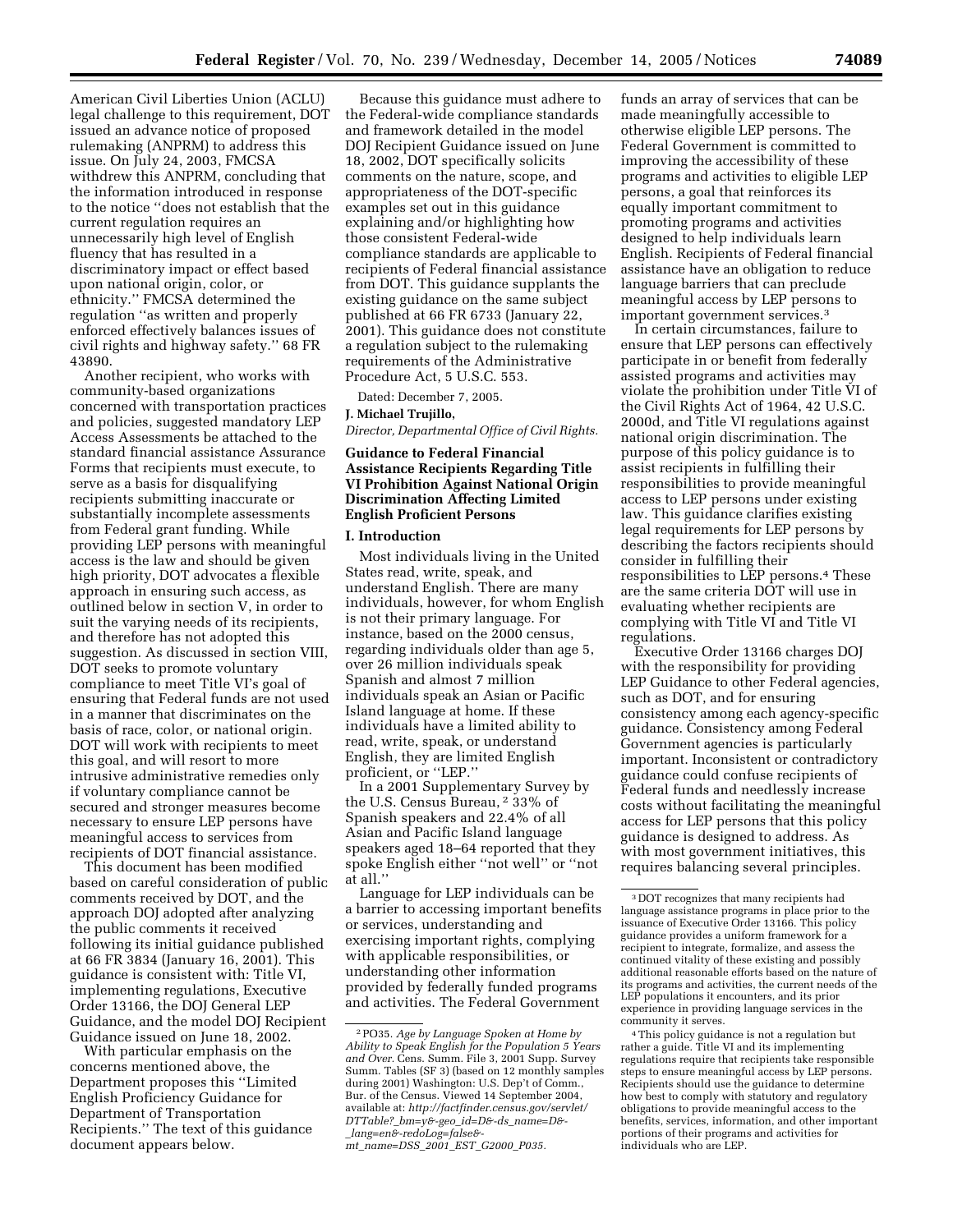American Civil Liberties Union (ACLU) legal challenge to this requirement, DOT issued an advance notice of proposed rulemaking (ANPRM) to address this issue. On July 24, 2003, FMCSA withdrew this ANPRM, concluding that the information introduced in response to the notice ''does not establish that the current regulation requires an unnecessarily high level of English fluency that has resulted in a discriminatory impact or effect based upon national origin, color, or ethnicity.'' FMCSA determined the regulation ''as written and properly enforced effectively balances issues of civil rights and highway safety.'' 68 FR 43890.

Another recipient, who works with community-based organizations concerned with transportation practices and policies, suggested mandatory LEP Access Assessments be attached to the standard financial assistance Assurance Forms that recipients must execute, to serve as a basis for disqualifying recipients submitting inaccurate or substantially incomplete assessments from Federal grant funding. While providing LEP persons with meaningful access is the law and should be given high priority, DOT advocates a flexible approach in ensuring such access, as outlined below in section V, in order to suit the varying needs of its recipients, and therefore has not adopted this suggestion. As discussed in section VIII, DOT seeks to promote voluntary compliance to meet Title VI's goal of ensuring that Federal funds are not used in a manner that discriminates on the basis of race, color, or national origin. DOT will work with recipients to meet this goal, and will resort to more intrusive administrative remedies only if voluntary compliance cannot be secured and stronger measures become necessary to ensure LEP persons have meaningful access to services from recipients of DOT financial assistance.

This document has been modified based on careful consideration of public comments received by DOT, and the approach DOJ adopted after analyzing the public comments it received following its initial guidance published at 66 FR 3834 (January 16, 2001). This guidance is consistent with: Title VI, implementing regulations, Executive Order 13166, the DOJ General LEP Guidance, and the model DOJ Recipient Guidance issued on June 18, 2002.

With particular emphasis on the concerns mentioned above, the Department proposes this ''Limited English Proficiency Guidance for Department of Transportation Recipients.'' The text of this guidance document appears below.

Because this guidance must adhere to the Federal-wide compliance standards and framework detailed in the model DOJ Recipient Guidance issued on June 18, 2002, DOT specifically solicits comments on the nature, scope, and appropriateness of the DOT-specific examples set out in this guidance explaining and/or highlighting how those consistent Federal-wide compliance standards are applicable to recipients of Federal financial assistance from DOT. This guidance supplants the existing guidance on the same subject published at 66 FR 6733 (January 22, 2001). This guidance does not constitute a regulation subject to the rulemaking requirements of the Administrative Procedure Act, 5 U.S.C. 553.

Dated: December 7, 2005.

**J. Michael Trujillo,**

*Director, Departmental Office of Civil Rights.*

## Guidance to Federal Financial Assistance Recipients Regarding Title VI Prohibition Against National Origin Discrimination Affecting Limited English Proficient Persons

### I. Introduction

Most individuals living in the United States read, write, speak, and understand English. There are many individuals, however, for whom English is not their primary language. For instance, based on the 2000 census, regarding individuals older than age 5, over 26 million individuals speak Spanish and almost 7 million individuals speak an Asian or Pacific Island language at home. If these individuals have a limited ability to read, write, speak, or understand English, they are limited English proficient, or ''LEP.''

In a 2001 Supplementary Survey by the U.S. Census Bureau, [2] 33% of Spanish speakers and 22.4% of all Asian and Pacific Island language speakers aged 18–64 reported that they spoke English either ''not well'' or ''not at all.''

Language for LEP individuals can be a barrier to accessing important benefits or services, understanding and exercising important rights, complying with applicable responsibilities, or understanding other information provided by federally funded programs and activities. The Federal Government funds an array of services that can be made meaningfully accessible to otherwise eligible LEP persons. The Federal Government is committed to improving the accessibility of these programs and activities to eligible LEP persons, a goal that reinforces its equally important commitment to promoting programs and activities designed to help individuals learn English. Recipients of Federal financial assistance have an obligation to reduce language barriers that can preclude meaningful access by LEP persons to important government services.[3]

In certain circumstances, failure to ensure that LEP persons can effectively participate in or benefit from federally assisted programs and activities may violate the prohibition under Title VI of the Civil Rights Act of 1964, 42 U.S.C. 2000d, and Title VI regulations against national origin discrimination. The purpose of this policy guidance is to assist recipients in fulfilling their responsibilities to provide meaningful access to LEP persons under existing law. This guidance clarifies existing legal requirements for LEP persons by describing the factors recipients should consider in fulfilling their responsibilities to LEP persons.[4] These are the same criteria DOT will use in evaluating whether recipients are complying with Title VI and Title VI regulations.

Executive Order 13166 charges DOJ with the responsibility for providing LEP Guidance to other Federal agencies, such as DOT, and for ensuring consistency among each agency-specific guidance. Consistency among Federal Government agencies is particularly important. Inconsistent or contradictory guidance could confuse recipients of Federal funds and needlessly increase costs without facilitating the meaningful access for LEP persons that this policy guidance is designed to address. As with most government initiatives, this requires balancing several principles.

---

[2] PO35. *Age by Language Spoken at Home by Ability to Speak English for the Population 5 Years and Over.* Cens. Summ. File 3, 2001 Supp. Survey Summ. Tables (SF 3) (based on 12 monthly samples during 2001) Washington: U.S. Dep't of Comm., Bur. of the Census. Viewed 14 September 2004, available at: *http://factfinder.census.gov/servlet/DTTable?_bm=y&-geo_id=D&-ds_name=D&-_lang=en&-redoLog=false&-mt_name=DSS_2001_EST_G2000_P035.*

[3] DOT recognizes that many recipients had language assistance programs in place prior to the issuance of Executive Order 13166. This policy guidance provides a uniform framework for a recipient to integrate, formalize, and assess the continued vitality of these existing and possibly additional reasonable efforts based on the nature of its programs and activities, the current needs of the LEP populations it encounters, and its prior experience in providing language services in the community it serves.

[4] This policy guidance is not a regulation but rather a guide. Title VI and its implementing regulations require that recipients take responsible steps to ensure meaningful access by LEP persons. Recipients should use the guidance to determine how best to comply with statutory and regulatory obligations to provide meaningful access to the benefits, services, information, and other important portions of their programs and activities for individuals who are LEP.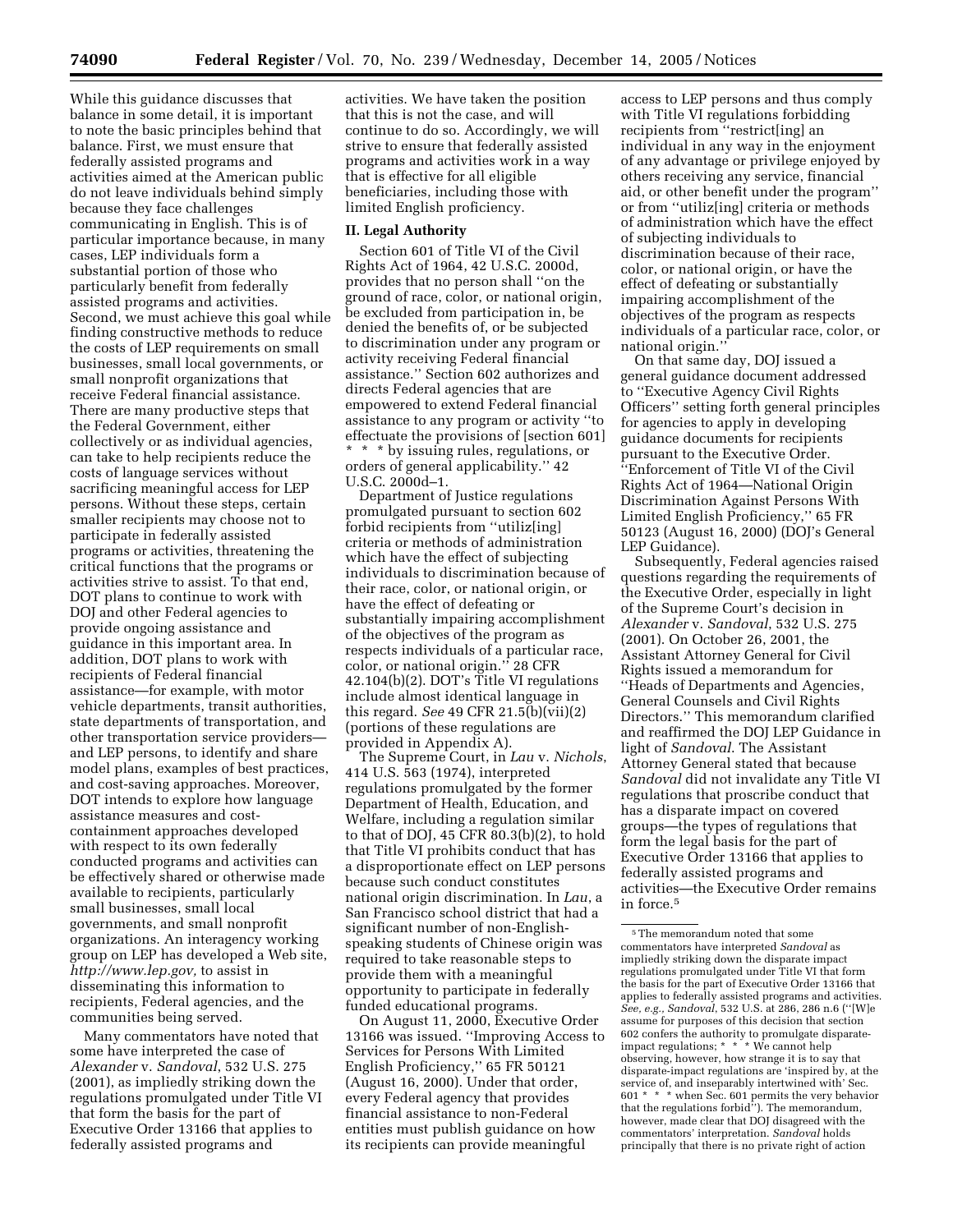While this guidance discusses that balance in some detail, it is important to note the basic principles behind that balance. First, we must ensure that federally assisted programs and activities aimed at the American public do not leave individuals behind simply because they face challenges communicating in English. This is of particular importance because, in many cases, LEP individuals form a substantial portion of those who particularly benefit from federally assisted programs and activities. Second, we must achieve this goal while finding constructive methods to reduce the costs of LEP requirements on small businesses, small local governments, or small nonprofit organizations that receive Federal financial assistance. There are many productive steps that the Federal Government, either collectively or as individual agencies, can take to help recipients reduce the costs of language services without sacrificing meaningful access for LEP persons. Without these steps, certain smaller recipients may choose not to participate in federally assisted programs or activities, threatening the critical functions that the programs or activities strive to assist. To that end, DOT plans to continue to work with DOJ and other Federal agencies to provide ongoing assistance and guidance in this important area. In addition, DOT plans to work with recipients of Federal financial assistance—for example, with motor vehicle departments, transit authorities, state departments of transportation, and other transportation service providers—and LEP persons, to identify and share model plans, examples of best practices, and cost-saving approaches. Moreover, DOT intends to explore how language assistance measures and cost-containment approaches developed with respect to its own federally conducted programs and activities can be effectively shared or otherwise made available to recipients, particularly small businesses, small local governments, and small nonprofit organizations. An interagency working group on LEP has developed a Web site, *http://www.lep.gov,* to assist in disseminating this information to recipients, Federal agencies, and the communities being served.

Many commentators have noted that some have interpreted the case of *Alexander* v. *Sandoval*, 532 U.S. 275 (2001), as impliedly striking down the regulations promulgated under Title VI that form the basis for the part of Executive Order 13166 that applies to federally assisted programs and activities. We have taken the position that this is not the case, and will continue to do so. Accordingly, we will strive to ensure that federally assisted programs and activities work in a way that is effective for all eligible beneficiaries, including those with limited English proficiency.

## II. Legal Authority

Section 601 of Title VI of the Civil Rights Act of 1964, 42 U.S.C. 2000d, provides that no person shall ''on the ground of race, color, or national origin, be excluded from participation in, be denied the benefits of, or be subjected to discrimination under any program or activity receiving Federal financial assistance.'' Section 602 authorizes and directs Federal agencies that are empowered to extend Federal financial assistance to any program or activity ''to effectuate the provisions of [section 601] * * * by issuing rules, regulations, or orders of general applicability.'' 42 U.S.C. 2000d–1.

Department of Justice regulations promulgated pursuant to section 602 forbid recipients from ''utiliz[ing] criteria or methods of administration which have the effect of subjecting individuals to discrimination because of their race, color, or national origin, or have the effect of defeating or substantially impairing accomplishment of the objectives of the program as respects individuals of a particular race, color, or national origin.'' 28 CFR 42.104(b)(2). DOT's Title VI regulations include almost identical language in this regard. *See* 49 CFR 21.5(b)(vii)(2) (portions of these regulations are provided in Appendix A).

The Supreme Court, in *Lau* v. *Nichols*, 414 U.S. 563 (1974), interpreted regulations promulgated by the former Department of Health, Education, and Welfare, including a regulation similar to that of DOJ, 45 CFR 80.3(b)(2), to hold that Title VI prohibits conduct that has a disproportionate effect on LEP persons because such conduct constitutes national origin discrimination. In *Lau*, a San Francisco school district that had a significant number of non-English-speaking students of Chinese origin was required to take reasonable steps to provide them with a meaningful opportunity to participate in federally funded educational programs.

On August 11, 2000, Executive Order 13166 was issued. ''Improving Access to Services for Persons With Limited English Proficiency,'' 65 FR 50121 (August 16, 2000). Under that order, every Federal agency that provides financial assistance to non-Federal entities must publish guidance on how its recipients can provide meaningful access to LEP persons and thus comply with Title VI regulations forbidding recipients from ''restrict[ing] an individual in any way in the enjoyment of any advantage or privilege enjoyed by others receiving any service, financial aid, or other benefit under the program'' or from ''utiliz[ing] criteria or methods of administration which have the effect of subjecting individuals to discrimination because of their race, color, or national origin, or have the effect of defeating or substantially impairing accomplishment of the objectives of the program as respects individuals of a particular race, color, or national origin.''

On that same day, DOJ issued a general guidance document addressed to ''Executive Agency Civil Rights Officers'' setting forth general principles for agencies to apply in developing guidance documents for recipients pursuant to the Executive Order. ''Enforcement of Title VI of the Civil Rights Act of 1964—National Origin Discrimination Against Persons With Limited English Proficiency,'' 65 FR 50123 (August 16, 2000) (DOJ's General LEP Guidance).

Subsequently, Federal agencies raised questions regarding the requirements of the Executive Order, especially in light of the Supreme Court's decision in *Alexander* v. *Sandoval*, 532 U.S. 275 (2001). On October 26, 2001, the Assistant Attorney General for Civil Rights issued a memorandum for ''Heads of Departments and Agencies, General Counsels and Civil Rights Directors.'' This memorandum clarified and reaffirmed the DOJ LEP Guidance in light of *Sandoval*. The Assistant Attorney General stated that because *Sandoval* did not invalidate any Title VI regulations that proscribe conduct that has a disparate impact on covered groups—the types of regulations that form the legal basis for the part of Executive Order 13166 that applies to federally assisted programs and activities—the Executive Order remains in force.[5]

[5] The memorandum noted that some commentators have interpreted *Sandoval* as impliedly striking down the disparate impact regulations promulgated under Title VI that form the basis for the part of Executive Order 13166 that applies to federally assisted programs and activities. *See, e.g., Sandoval*, 532 U.S. at 286, 286 n.6 (''[W]e assume for purposes of this decision that section 602 confers the authority to promulgate disparate-impact regulations; * * * We cannot help observing, however, how strange it is to say that disparate-impact regulations are 'inspired by, at the service of, and inseparably intertwined with' Sec. 601 * * * when Sec. 601 permits the very behavior that the regulations forbid''). The memorandum, however, made clear that DOJ disagreed with the commentators' interpretation. *Sandoval* holds principally that there is no private right of action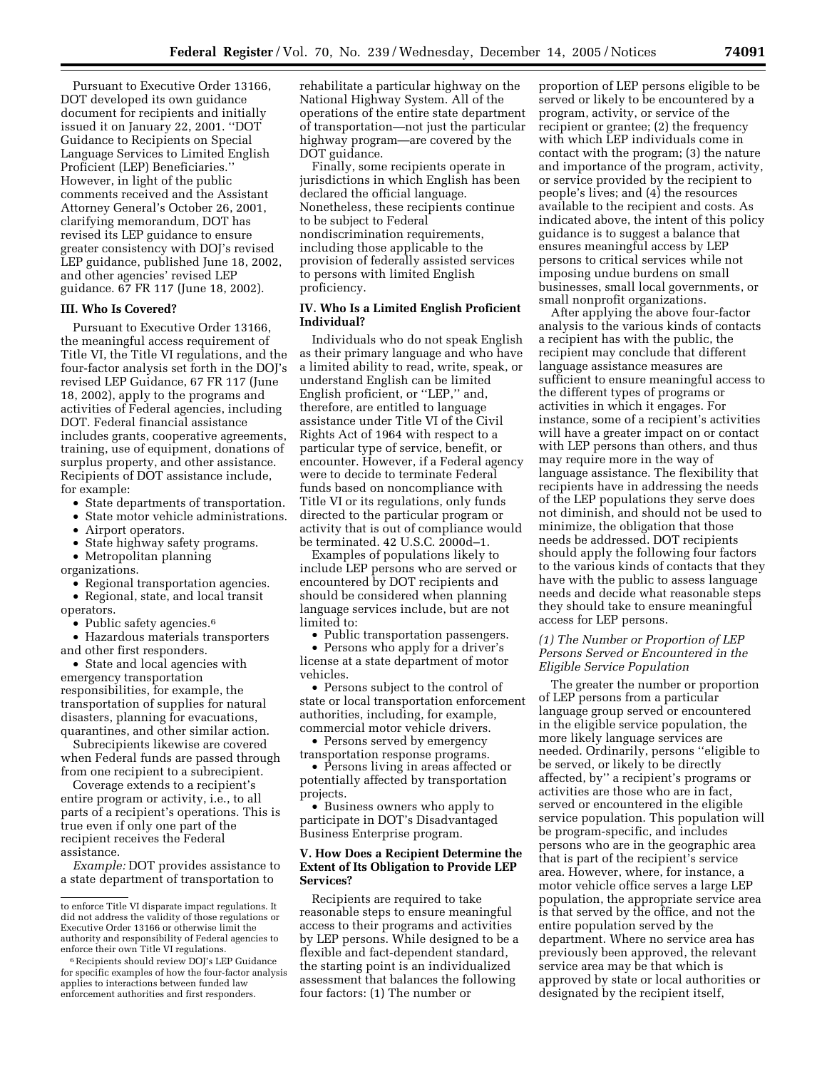Pursuant to Executive Order 13166, DOT developed its own guidance document for recipients and initially issued it on January 22, 2001. ''DOT Guidance to Recipients on Special Language Services to Limited English Proficient (LEP) Beneficiaries.'' However, in light of the public comments received and the Assistant Attorney General's October 26, 2001, clarifying memorandum, DOT has revised its LEP guidance to ensure greater consistency with DOJ's revised LEP guidance, published June 18, 2002, and other agencies' revised LEP guidance. 67 FR 117 (June 18, 2002).

## III. Who Is Covered?

Pursuant to Executive Order 13166, the meaningful access requirement of Title VI, the Title VI regulations, and the four-factor analysis set forth in the DOJ's revised LEP Guidance, 67 FR 117 (June 18, 2002), apply to the programs and activities of Federal agencies, including DOT. Federal financial assistance includes grants, cooperative agreements, training, use of equipment, donations of surplus property, and other assistance. Recipients of DOT assistance include, for example:

- State departments of transportation.
- State motor vehicle administrations.
- Airport operators.
- State highway safety programs.
- Metropolitan planning organizations.
- Regional transportation agencies.
- Regional, state, and local transit operators.
- Public safety agencies.[6]
- Hazardous materials transporters and other first responders.
- State and local agencies with emergency transportation responsibilities, for example, the transportation of supplies for natural disasters, planning for evacuations, quarantines, and other similar action.

Subrecipients likewise are covered when Federal funds are passed through from one recipient to a subrecipient.

Coverage extends to a recipient's entire program or activity, i.e., to all parts of a recipient's operations. This is true even if only one part of the recipient receives the Federal assistance.

*Example:* DOT provides assistance to a state department of transportation to rehabilitate a particular highway on the National Highway System. All of the operations of the entire state department of transportation—not just the particular highway program—are covered by the DOT guidance.

Finally, some recipients operate in jurisdictions in which English has been declared the official language. Nonetheless, these recipients continue to be subject to Federal nondiscrimination requirements, including those applicable to the provision of federally assisted services to persons with limited English proficiency.

## IV. Who Is a Limited English Proficient Individual?

Individuals who do not speak English as their primary language and who have a limited ability to read, write, speak, or understand English can be limited English proficient, or ''LEP,'' and, therefore, are entitled to language assistance under Title VI of the Civil Rights Act of 1964 with respect to a particular type of service, benefit, or encounter. However, if a Federal agency were to decide to terminate Federal funds based on noncompliance with Title VI or its regulations, only funds directed to the particular program or activity that is out of compliance would be terminated. 42 U.S.C. 2000d–1.

Examples of populations likely to include LEP persons who are served or encountered by DOT recipients and should be considered when planning language services include, but are not limited to:

- Public transportation passengers.
- Persons who apply for a driver's license at a state department of motor vehicles.
- Persons subject to the control of state or local transportation enforcement authorities, including, for example, commercial motor vehicle drivers.
- Persons served by emergency transportation response programs.
- Persons living in areas affected or potentially affected by transportation projects.
- Business owners who apply to participate in DOT's Disadvantaged Business Enterprise program.

## V. How Does a Recipient Determine the Extent of Its Obligation to Provide LEP Services?

Recipients are required to take reasonable steps to ensure meaningful access to their programs and activities by LEP persons. While designed to be a flexible and fact-dependent standard, the starting point is an individualized assessment that balances the following four factors: (1) The number or proportion of LEP persons eligible to be served or likely to be encountered by a program, activity, or service of the recipient or grantee; (2) the frequency with which LEP individuals come in contact with the program; (3) the nature and importance of the program, activity, or service provided by the recipient to people's lives; and (4) the resources available to the recipient and costs. As indicated above, the intent of this policy guidance is to suggest a balance that ensures meaningful access by LEP persons to critical services while not imposing undue burdens on small businesses, small local governments, or small nonprofit organizations.

After applying the above four-factor analysis to the various kinds of contacts a recipient has with the public, the recipient may conclude that different language assistance measures are sufficient to ensure meaningful access to the different types of programs or activities in which it engages. For instance, some of a recipient's activities will have a greater impact on or contact with LEP persons than others, and thus may require more in the way of language assistance. The flexibility that recipients have in addressing the needs of the LEP populations they serve does not diminish, and should not be used to minimize, the obligation that those needs be addressed. DOT recipients should apply the following four factors to the various kinds of contacts that they have with the public to assess language needs and decide what reasonable steps they should take to ensure meaningful access for LEP persons.

### *(1) The Number or Proportion of LEP Persons Served or Encountered in the Eligible Service Population*

The greater the number or proportion of LEP persons from a particular language group served or encountered in the eligible service population, the more likely language services are needed. Ordinarily, persons ''eligible to be served, or likely to be directly affected, by'' a recipient's programs or activities are those who are in fact, served or encountered in the eligible service population. This population will be program-specific, and includes persons who are in the geographic area that is part of the recipient's service area. However, where, for instance, a motor vehicle office serves a large LEP population, the appropriate service area is that served by the office, and not the entire population served by the department. Where no service area has previously been approved, the relevant service area may be that which is approved by state or local authorities or designated by the recipient itself,

---

to enforce Title VI disparate impact regulations. It did not address the validity of those regulations or Executive Order 13166 or otherwise limit the authority and responsibility of Federal agencies to enforce their own Title VI regulations.

[6] Recipients should review DOJ's LEP Guidance for specific examples of how the four-factor analysis applies to interactions between funded law enforcement authorities and first responders.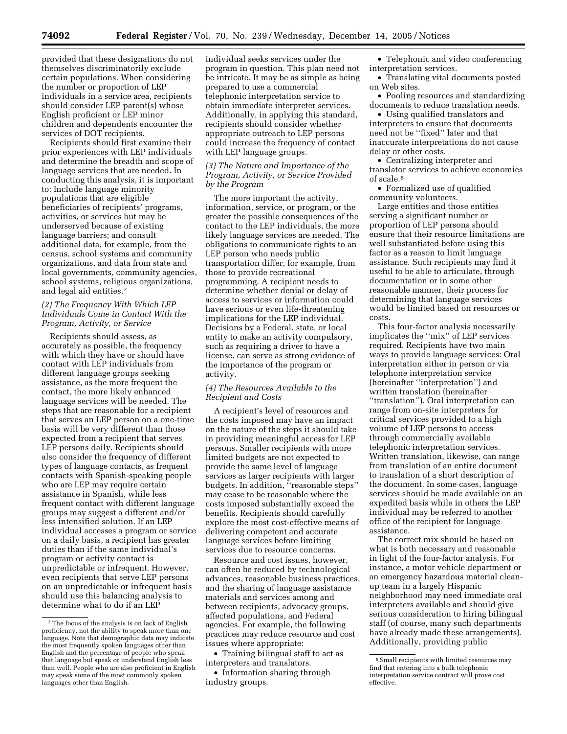provided that these designations do not themselves discriminatorily exclude certain populations. When considering the number or proportion of LEP individuals in a service area, recipients should consider LEP parent(s) whose English proficient or LEP minor children and dependents encounter the services of DOT recipients.

Recipients should first examine their prior experiences with LEP individuals and determine the breadth and scope of language services that are needed. In conducting this analysis, it is important to: Include language minority populations that are eligible beneficiaries of recipients' programs, activities, or services but may be underserved because of existing language barriers; and consult additional data, for example, from the census, school systems and community organizations, and data from state and local governments, community agencies, school systems, religious organizations, and legal aid entities.[7]

### *(2) The Frequency With Which LEP Individuals Come in Contact With the Program, Activity, or Service*

Recipients should assess, as accurately as possible, the frequency with which they have or should have contact with LEP individuals from different language groups seeking assistance, as the more frequent the contact, the more likely enhanced language services will be needed. The steps that are reasonable for a recipient that serves an LEP person on a one-time basis will be very different than those expected from a recipient that serves LEP persons daily. Recipients should also consider the frequency of different types of language contacts, as frequent contacts with Spanish-speaking people who are LEP may require certain assistance in Spanish, while less frequent contact with different language groups may suggest a different and/or less intensified solution. If an LEP individual accesses a program or service on a daily basis, a recipient has greater duties than if the same individual's program or activity contact is unpredictable or infrequent. However, even recipients that serve LEP persons on an unpredictable or infrequent basis should use this balancing analysis to determine what to do if an LEP individual seeks services under the program in question. This plan need not be intricate. It may be as simple as being prepared to use a commercial telephonic interpretation service to obtain immediate interpreter services. Additionally, in applying this standard, recipients should consider whether appropriate outreach to LEP persons could increase the frequency of contact with LEP language groups.

### *(3) The Nature and Importance of the Program, Activity, or Service Provided by the Program*

The more important the activity, information, service, or program, or the greater the possible consequences of the contact to the LEP individuals, the more likely language services are needed. The obligations to communicate rights to an LEP person who needs public transportation differ, for example, from those to provide recreational programming. A recipient needs to determine whether denial or delay of access to services or information could have serious or even life-threatening implications for the LEP individual. Decisions by a Federal, state, or local entity to make an activity compulsory, such as requiring a driver to have a license, can serve as strong evidence of the importance of the program or activity.

### *(4) The Resources Available to the Recipient and Costs*

A recipient's level of resources and the costs imposed may have an impact on the nature of the steps it should take in providing meaningful access for LEP persons. Smaller recipients with more limited budgets are not expected to provide the same level of language services as larger recipients with larger budgets. In addition, ''reasonable steps'' may cease to be reasonable where the costs imposed substantially exceed the benefits. Recipients should carefully explore the most cost-effective means of delivering competent and accurate language services before limiting services due to resource concerns.

Resource and cost issues, however, can often be reduced by technological advances, reasonable business practices, and the sharing of language assistance materials and services among and between recipients, advocacy groups, affected populations, and Federal agencies. For example, the following practices may reduce resource and cost issues where appropriate:

- Training bilingual staff to act as interpreters and translators.
- Information sharing through industry groups.
- Telephonic and video conferencing interpretation services.
- Translating vital documents posted on Web sites.
- Pooling resources and standardizing documents to reduce translation needs.
- Using qualified translators and interpreters to ensure that documents need not be ''fixed'' later and that inaccurate interpretations do not cause delay or other costs.
- Centralizing interpreter and translator services to achieve economies of scale.[8]
- Formalized use of qualified community volunteers.

Large entities and those entities serving a significant number or proportion of LEP persons should ensure that their resource limitations are well substantiated before using this factor as a reason to limit language assistance. Such recipients may find it useful to be able to articulate, through documentation or in some other reasonable manner, their process for determining that language services would be limited based on resources or costs.

This four-factor analysis necessarily implicates the ''mix'' of LEP services required. Recipients have two main ways to provide language services: Oral interpretation either in person or via telephone interpretation service (hereinafter ''interpretation'') and written translation (hereinafter ''translation''). Oral interpretation can range from on-site interpreters for critical services provided to a high volume of LEP persons to access through commercially available telephonic interpretation services. Written translation, likewise, can range from translation of an entire document to translation of a short description of the document. In some cases, language services should be made available on an expedited basis while in others the LEP individual may be referred to another office of the recipient for language assistance.

The correct mix should be based on what is both necessary and reasonable in light of the four-factor analysis. For instance, a motor vehicle department or an emergency hazardous material clean-up team in a largely Hispanic neighborhood may need immediate oral interpreters available and should give serious consideration to hiring bilingual staff (of course, many such departments have already made these arrangements). Additionally, providing public

---

[7] The focus of the analysis is on lack of English proficiency, not the ability to speak more than one language. Note that demographic data may indicate the most frequently spoken languages other than English and the percentage of people who speak that language but speak or understand English less than well. People who are also proficient in English may speak some of the most commonly spoken languages other than English.

[8] Small recipients with limited resources may find that entering into a bulk telephonic interpretation service contract will prove cost effective.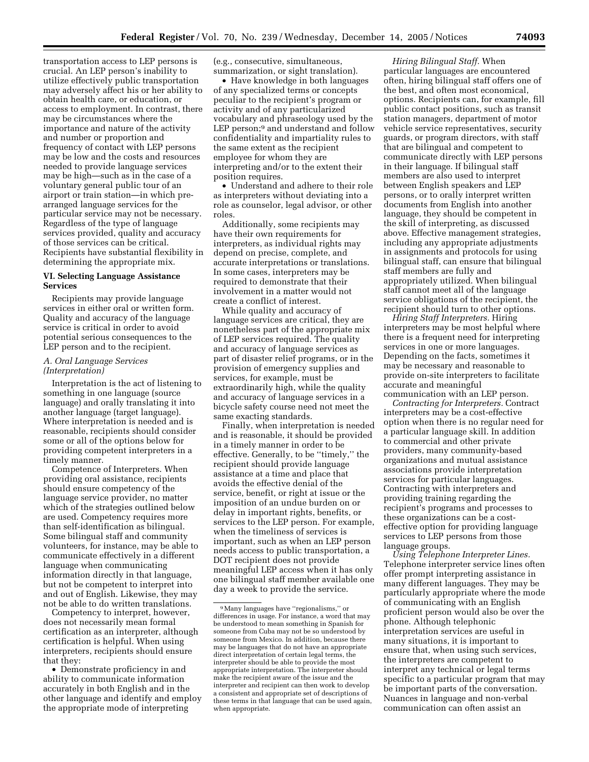transportation access to LEP persons is crucial. An LEP person's inability to utilize effectively public transportation may adversely affect his or her ability to obtain health care, or education, or access to employment. In contrast, there may be circumstances where the importance and nature of the activity and number or proportion and frequency of contact with LEP persons may be low and the costs and resources needed to provide language services may be high—such as in the case of a voluntary general public tour of an airport or train station—in which pre-arranged language services for the particular service may not be necessary. Regardless of the type of language services provided, quality and accuracy of those services can be critical. Recipients have substantial flexibility in determining the appropriate mix.

### VI. Selecting Language Assistance Services

Recipients may provide language services in either oral or written form. Quality and accuracy of the language service is critical in order to avoid potential serious consequences to the LEP person and to the recipient.

#### *A. Oral Language Services (Interpretation)*

Interpretation is the act of listening to something in one language (source language) and orally translating it into another language (target language). Where interpretation is needed and is reasonable, recipients should consider some or all of the options below for providing competent interpreters in a timely manner.

Competence of Interpreters. When providing oral assistance, recipients should ensure competency of the language service provider, no matter which of the strategies outlined below are used. Competency requires more than self-identification as bilingual. Some bilingual staff and community volunteers, for instance, may be able to communicate effectively in a different language when communicating information directly in that language, but not be competent to interpret into and out of English. Likewise, they may not be able to do written translations.

Competency to interpret, however, does not necessarily mean formal certification as an interpreter, although certification is helpful. When using interpreters, recipients should ensure that they:

- Demonstrate proficiency in and ability to communicate information accurately in both English and in the other language and identify and employ the appropriate mode of interpreting (e.g., consecutive, simultaneous, summarization, or sight translation).
- Have knowledge in both languages of any specialized terms or concepts peculiar to the recipient's program or activity and of any particularized vocabulary and phraseology used by the LEP person;[9] and understand and follow confidentiality and impartiality rules to the same extent as the recipient employee for whom they are interpreting and/or to the extent their position requires.
- Understand and adhere to their role as interpreters without deviating into a role as counselor, legal advisor, or other roles.

Additionally, some recipients may have their own requirements for interpreters, as individual rights may depend on precise, complete, and accurate interpretations or translations. In some cases, interpreters may be required to demonstrate that their involvement in a matter would not create a conflict of interest.

While quality and accuracy of language services are critical, they are nonetheless part of the appropriate mix of LEP services required. The quality and accuracy of language services as part of disaster relief programs, or in the provision of emergency supplies and services, for example, must be extraordinarily high, while the quality and accuracy of language services in a bicycle safety course need not meet the same exacting standards.

Finally, when interpretation is needed and is reasonable, it should be provided in a timely manner in order to be effective. Generally, to be "timely," the recipient should provide language assistance at a time and place that avoids the effective denial of the service, benefit, or right at issue or the imposition of an undue burden on or delay in important rights, benefits, or services to the LEP person. For example, when the timeliness of services is important, such as when an LEP person needs access to public transportation, a DOT recipient does not provide meaningful LEP access when it has only one bilingual staff member available one day a week to provide the service.

*Hiring Bilingual Staff.* When particular languages are encountered often, hiring bilingual staff offers one of the best, and often most economical, options. Recipients can, for example, fill public contact positions, such as transit station managers, department of motor vehicle service representatives, security guards, or program directors, with staff that are bilingual and competent to communicate directly with LEP persons in their language. If bilingual staff members are also used to interpret between English speakers and LEP persons, or to orally interpret written documents from English into another language, they should be competent in the skill of interpreting, as discussed above. Effective management strategies, including any appropriate adjustments in assignments and protocols for using bilingual staff, can ensure that bilingual staff members are fully and appropriately utilized. When bilingual staff cannot meet all of the language service obligations of the recipient, the recipient should turn to other options.

*Hiring Staff Interpreters.* Hiring interpreters may be most helpful where there is a frequent need for interpreting services in one or more languages. Depending on the facts, sometimes it may be necessary and reasonable to provide on-site interpreters to facilitate accurate and meaningful communication with an LEP person.

*Contracting for Interpreters.* Contract interpreters may be a cost-effective option when there is no regular need for a particular language skill. In addition to commercial and other private providers, many community-based organizations and mutual assistance associations provide interpretation services for particular languages. Contracting with interpreters and providing training regarding the recipient's programs and processes to these organizations can be a cost-effective option for providing language services to LEP persons from those language groups.

*Using Telephone Interpreter Lines.* Telephone interpreter service lines often offer prompt interpreting assistance in many different languages. They may be particularly appropriate where the mode of communicating with an English proficient person would also be over the phone. Although telephonic interpretation services are useful in many situations, it is important to ensure that, when using such services, the interpreters are competent to interpret any technical or legal terms specific to a particular program that may be important parts of the conversation. Nuances in language and non-verbal communication can often assist an

[9] Many languages have "regionalisms," or differences in usage. For instance, a word that may be understood to mean something in Spanish for someone from Cuba may not be so understood by someone from Mexico. In addition, because there may be languages that do not have an appropriate direct interpretation of certain legal terms, the interpreter should be able to provide the most appropriate interpretation. The interpreter should make the recipient aware of the issue and the interpreter and recipient can then work to develop a consistent and appropriate set of descriptions of these terms in that language that can be used again, when appropriate.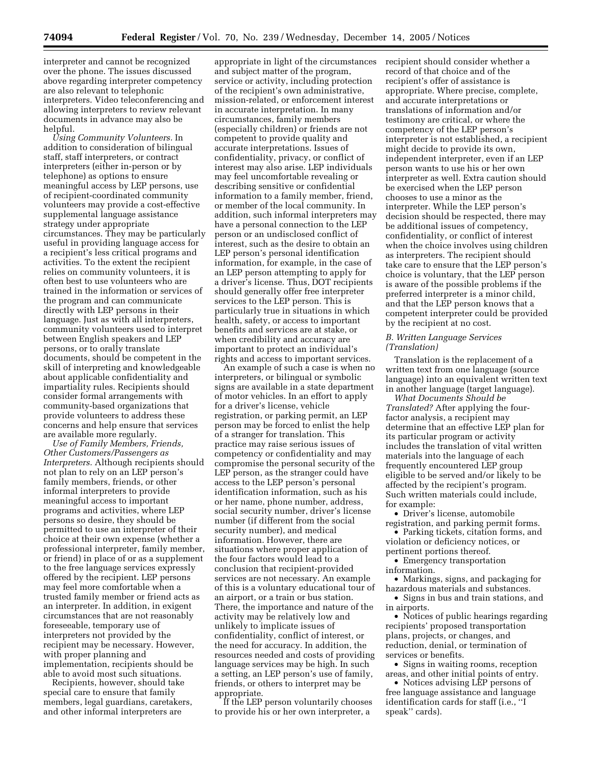interpreter and cannot be recognized over the phone. The issues discussed above regarding interpreter competency are also relevant to telephonic interpreters. Video teleconferencing and allowing interpreters to review relevant documents in advance may also be helpful.

*Using Community Volunteers.* In addition to consideration of bilingual staff, staff interpreters, or contract interpreters (either in-person or by telephone) as options to ensure meaningful access by LEP persons, use of recipient-coordinated community volunteers may provide a cost-effective supplemental language assistance strategy under appropriate circumstances. They may be particularly useful in providing language access for a recipient's less critical programs and activities. To the extent the recipient relies on community volunteers, it is often best to use volunteers who are trained in the information or services of the program and can communicate directly with LEP persons in their language. Just as with all interpreters, community volunteers used to interpret between English speakers and LEP persons, or to orally translate documents, should be competent in the skill of interpreting and knowledgeable about applicable confidentiality and impartiality rules. Recipients should consider formal arrangements with community-based organizations that provide volunteers to address these concerns and help ensure that services are available more regularly.

*Use of Family Members, Friends, Other Customers/Passengers as Interpreters.* Although recipients should not plan to rely on an LEP person's family members, friends, or other informal interpreters to provide meaningful access to important programs and activities, where LEP persons so desire, they should be permitted to use an interpreter of their choice at their own expense (whether a professional interpreter, family member, or friend) in place of or as a supplement to the free language services expressly offered by the recipient. LEP persons may feel more comfortable when a trusted family member or friend acts as an interpreter. In addition, in exigent circumstances that are not reasonably foreseeable, temporary use of interpreters not provided by the recipient may be necessary. However, with proper planning and implementation, recipients should be able to avoid most such situations.

Recipients, however, should take special care to ensure that family members, legal guardians, caretakers, and other informal interpreters are appropriate in light of the circumstances and subject matter of the program, service or activity, including protection of the recipient's own administrative, mission-related, or enforcement interest in accurate interpretation. In many circumstances, family members (especially children) or friends are not competent to provide quality and accurate interpretations. Issues of confidentiality, privacy, or conflict of interest may also arise. LEP individuals may feel uncomfortable revealing or describing sensitive or confidential information to a family member, friend, or member of the local community. In addition, such informal interpreters may have a personal connection to the LEP person or an undisclosed conflict of interest, such as the desire to obtain an LEP person's personal identification information, for example, in the case of an LEP person attempting to apply for a driver's license. Thus, DOT recipients should generally offer free interpreter services to the LEP person. This is particularly true in situations in which health, safety, or access to important benefits and services are at stake, or when credibility and accuracy are important to protect an individual's rights and access to important services.

An example of such a case is when no interpreters, or bilingual or symbolic signs are available in a state department of motor vehicles. In an effort to apply for a driver's license, vehicle registration, or parking permit, an LEP person may be forced to enlist the help of a stranger for translation. This practice may raise serious issues of competency or confidentiality and may compromise the personal security of the LEP person, as the stranger could have access to the LEP person's personal identification information, such as his or her name, phone number, address, social security number, driver's license number (if different from the social security number), and medical information. However, there are situations where proper application of the four factors would lead to a conclusion that recipient-provided services are not necessary. An example of this is a voluntary educational tour of an airport, or a train or bus station. There, the importance and nature of the activity may be relatively low and unlikely to implicate issues of confidentiality, conflict of interest, or the need for accuracy. In addition, the resources needed and costs of providing language services may be high. In such a setting, an LEP person's use of family, friends, or others to interpret may be appropriate.

If the LEP person voluntarily chooses to provide his or her own interpreter, a recipient should consider whether a record of that choice and of the recipient's offer of assistance is appropriate. Where precise, complete, and accurate interpretations or translations of information and/or testimony are critical, or where the competency of the LEP person's interpreter is not established, a recipient might decide to provide its own, independent interpreter, even if an LEP person wants to use his or her own interpreter as well. Extra caution should be exercised when the LEP person chooses to use a minor as the interpreter. While the LEP person's decision should be respected, there may be additional issues of competency, confidentiality, or conflict of interest when the choice involves using children as interpreters. The recipient should take care to ensure that the LEP person's choice is voluntary, that the LEP person is aware of the possible problems if the preferred interpreter is a minor child, and that the LEP person knows that a competent interpreter could be provided by the recipient at no cost.

### *B. Written Language Services (Translation)*

Translation is the replacement of a written text from one language (source language) into an equivalent written text in another language (target language).

*What Documents Should be Translated?* After applying the four-factor analysis, a recipient may determine that an effective LEP plan for its particular program or activity includes the translation of vital written materials into the language of each frequently encountered LEP group eligible to be served and/or likely to be affected by the recipient's program. Such written materials could include, for example:

- Driver's license, automobile registration, and parking permit forms.
- Parking tickets, citation forms, and violation or deficiency notices, or pertinent portions thereof.
- Emergency transportation information.
- Markings, signs, and packaging for hazardous materials and substances.
- Signs in bus and train stations, and in airports.
- Notices of public hearings regarding recipients' proposed transportation plans, projects, or changes, and reduction, denial, or termination of services or benefits.
- Signs in waiting rooms, reception areas, and other initial points of entry.
- Notices advising LEP persons of free language assistance and language identification cards for staff (i.e., ''I speak'' cards).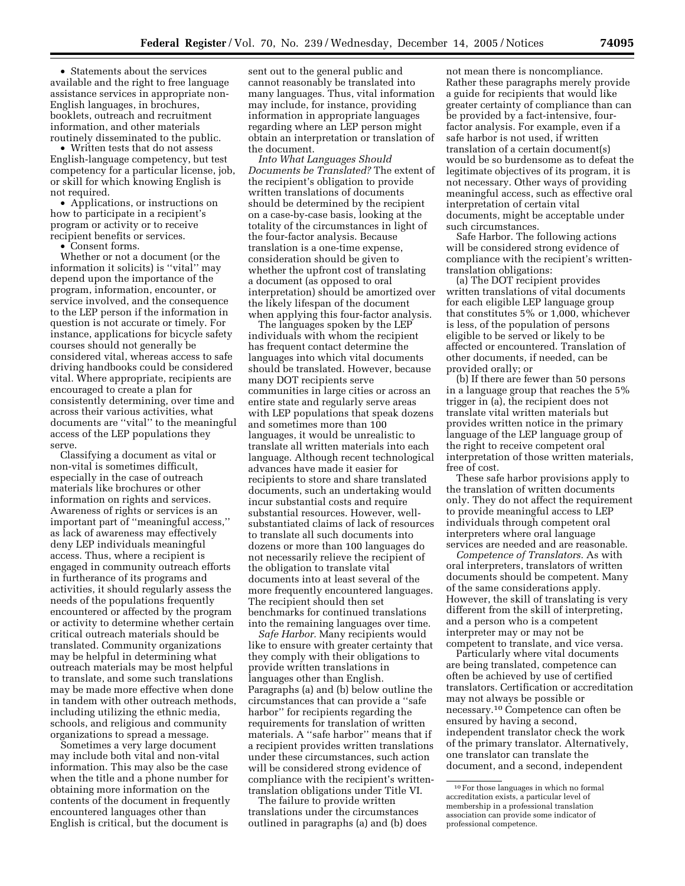- Statements about the services available and the right to free language assistance services in appropriate non-English languages, in brochures, booklets, outreach and recruitment information, and other materials routinely disseminated to the public.
- Written tests that do not assess English-language competency, but test competency for a particular license, job, or skill for which knowing English is not required.
- Applications, or instructions on how to participate in a recipient's program or activity or to receive recipient benefits or services.
- Consent forms.

Whether or not a document (or the information it solicits) is ''vital'' may depend upon the importance of the program, information, encounter, or service involved, and the consequence to the LEP person if the information in question is not accurate or timely. For instance, applications for bicycle safety courses should not generally be considered vital, whereas access to safe driving handbooks could be considered vital. Where appropriate, recipients are encouraged to create a plan for consistently determining, over time and across their various activities, what documents are ''vital'' to the meaningful access of the LEP populations they serve.

Classifying a document as vital or non-vital is sometimes difficult, especially in the case of outreach materials like brochures or other information on rights and services. Awareness of rights or services is an important part of ''meaningful access,'' as lack of awareness may effectively deny LEP individuals meaningful access. Thus, where a recipient is engaged in community outreach efforts in furtherance of its programs and activities, it should regularly assess the needs of the populations frequently encountered or affected by the program or activity to determine whether certain critical outreach materials should be translated. Community organizations may be helpful in determining what outreach materials may be most helpful to translate, and some such translations may be made more effective when done in tandem with other outreach methods, including utilizing the ethnic media, schools, and religious and community organizations to spread a message.

Sometimes a very large document may include both vital and non-vital information. This may also be the case when the title and a phone number for obtaining more information on the contents of the document in frequently encountered languages other than English is critical, but the document is sent out to the general public and cannot reasonably be translated into many languages. Thus, vital information may include, for instance, providing information in appropriate languages regarding where an LEP person might obtain an interpretation or translation of the document.

*Into What Languages Should Documents be Translated?* The extent of the recipient's obligation to provide written translations of documents should be determined by the recipient on a case-by-case basis, looking at the totality of the circumstances in light of the four-factor analysis. Because translation is a one-time expense, consideration should be given to whether the upfront cost of translating a document (as opposed to oral interpretation) should be amortized over the likely lifespan of the document when applying this four-factor analysis.

The languages spoken by the LEP individuals with whom the recipient has frequent contact determine the languages into which vital documents should be translated. However, because many DOT recipients serve communities in large cities or across an entire state and regularly serve areas with LEP populations that speak dozens and sometimes more than 100 languages, it would be unrealistic to translate all written materials into each language. Although recent technological advances have made it easier for recipients to store and share translated documents, such an undertaking would incur substantial costs and require substantial resources. However, well-substantiated claims of lack of resources to translate all such documents into dozens or more than 100 languages do not necessarily relieve the recipient of the obligation to translate vital documents into at least several of the more frequently encountered languages. The recipient should then set benchmarks for continued translations into the remaining languages over time.

*Safe Harbor.* Many recipients would like to ensure with greater certainty that they comply with their obligations to provide written translations in languages other than English. Paragraphs (a) and (b) below outline the circumstances that can provide a ''safe harbor'' for recipients regarding the requirements for translation of written materials. A ''safe harbor'' means that if a recipient provides written translations under these circumstances, such action will be considered strong evidence of compliance with the recipient's written-translation obligations under Title VI.

The failure to provide written translations under the circumstances outlined in paragraphs (a) and (b) does not mean there is noncompliance. Rather these paragraphs merely provide a guide for recipients that would like greater certainty of compliance than can be provided by a fact-intensive, four-factor analysis. For example, even if a safe harbor is not used, if written translation of a certain document(s) would be so burdensome as to defeat the legitimate objectives of its program, it is not necessary. Other ways of providing meaningful access, such as effective oral interpretation of certain vital documents, might be acceptable under such circumstances.

Safe Harbor. The following actions will be considered strong evidence of compliance with the recipient's written-translation obligations:

(a) The DOT recipient provides written translations of vital documents for each eligible LEP language group that constitutes 5% or 1,000, whichever is less, of the population of persons eligible to be served or likely to be affected or encountered. Translation of other documents, if needed, can be provided orally; or

(b) If there are fewer than 50 persons in a language group that reaches the 5% trigger in (a), the recipient does not translate vital written materials but provides written notice in the primary language of the LEP language group of the right to receive competent oral interpretation of those written materials, free of cost.

These safe harbor provisions apply to the translation of written documents only. They do not affect the requirement to provide meaningful access to LEP individuals through competent oral interpreters where oral language services are needed and are reasonable.

*Competence of Translators.* As with oral interpreters, translators of written documents should be competent. Many of the same considerations apply. However, the skill of translating is very different from the skill of interpreting, and a person who is a competent interpreter may or may not be competent to translate, and vice versa.

Particularly where vital documents are being translated, competence can often be achieved by use of certified translators. Certification or accreditation may not always be possible or necessary.[10] Competence can often be ensured by having a second, independent translator check the work of the primary translator. Alternatively, one translator can translate the document, and a second, independent

[10] For those languages in which no formal accreditation exists, a particular level of membership in a professional translation association can provide some indicator of professional competence.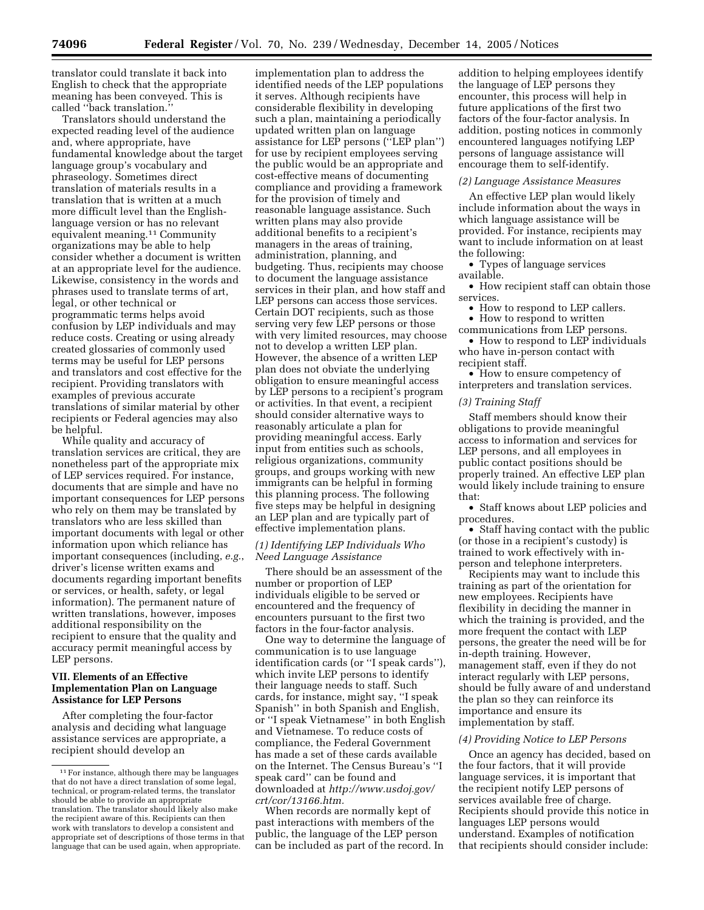translator could translate it back into English to check that the appropriate meaning has been conveyed. This is called "back translation."

Translators should understand the expected reading level of the audience and, where appropriate, have fundamental knowledge about the target language group's vocabulary and phraseology. Sometimes direct translation of materials results in a translation that is written at a much more difficult level than the English-language version or has no relevant equivalent meaning.[11] Community organizations may be able to help consider whether a document is written at an appropriate level for the audience. Likewise, consistency in the words and phrases used to translate terms of art, legal, or other technical or programmatic terms helps avoid confusion by LEP individuals and may reduce costs. Creating or using already created glossaries of commonly used terms may be useful for LEP persons and translators and cost effective for the recipient. Providing translators with examples of previous accurate translations of similar material by other recipients or Federal agencies may also be helpful.

While quality and accuracy of translation services are critical, they are nonetheless part of the appropriate mix of LEP services required. For instance, documents that are simple and have no important consequences for LEP persons who rely on them may be translated by translators who are less skilled than important documents with legal or other information upon which reliance has important consequences (including, *e.g.*, driver's license written exams and documents regarding important benefits or services, or health, safety, or legal information). The permanent nature of written translations, however, imposes additional responsibility on the recipient to ensure that the quality and accuracy permit meaningful access by LEP persons.

## VII. Elements of an Effective Implementation Plan on Language Assistance for LEP Persons

After completing the four-factor analysis and deciding what language assistance services are appropriate, a recipient should develop an implementation plan to address the identified needs of the LEP populations it serves. Although recipients have considerable flexibility in developing such a plan, maintaining a periodically updated written plan on language assistance for LEP persons ("LEP plan") for use by recipient employees serving the public would be an appropriate and cost-effective means of documenting compliance and providing a framework for the provision of timely and reasonable language assistance. Such written plans may also provide additional benefits to a recipient's managers in the areas of training, administration, planning, and budgeting. Thus, recipients may choose to document the language assistance services in their plan, and how staff and LEP persons can access those services. Certain DOT recipients, such as those serving very few LEP persons or those with very limited resources, may choose not to develop a written LEP plan. However, the absence of a written LEP plan does not obviate the underlying obligation to ensure meaningful access by LEP persons to a recipient's program or activities. In that event, a recipient should consider alternative ways to reasonably articulate a plan for providing meaningful access. Early input from entities such as schools, religious organizations, community groups, and groups working with new immigrants can be helpful in forming this planning process. The following five steps may be helpful in designing an LEP plan and are typically part of effective implementation plans.

### *(1) Identifying LEP Individuals Who Need Language Assistance*

There should be an assessment of the number or proportion of LEP individuals eligible to be served or encountered and the frequency of encounters pursuant to the first two factors in the four-factor analysis.

One way to determine the language of communication is to use language identification cards (or "I speak cards"), which invite LEP persons to identify their language needs to staff. Such cards, for instance, might say, "I speak Spanish" in both Spanish and English, or "I speak Vietnamese" in both English and Vietnamese. To reduce costs of compliance, the Federal Government has made a set of these cards available on the Internet. The Census Bureau's "I speak card" can be found and downloaded at *http://www.usdoj.gov/crt/cor/13166.htm*.

When records are normally kept of past interactions with members of the public, the language of the LEP person can be included as part of the record. In addition to helping employees identify the language of LEP persons they encounter, this process will help in future applications of the first two factors of the four-factor analysis. In addition, posting notices in commonly encountered languages notifying LEP persons of language assistance will encourage them to self-identify.

### *(2) Language Assistance Measures*

An effective LEP plan would likely include information about the ways in which language assistance will be provided. For instance, recipients may want to include information on at least the following:

- Types of language services available.
- How recipient staff can obtain those services.
- How to respond to LEP callers.
- How to respond to written communications from LEP persons.
- How to respond to LEP individuals who have in-person contact with recipient staff.
- How to ensure competency of interpreters and translation services.

### *(3) Training Staff*

Staff members should know their obligations to provide meaningful access to information and services for LEP persons, and all employees in public contact positions should be properly trained. An effective LEP plan would likely include training to ensure that:

- Staff knows about LEP policies and procedures.
- Staff having contact with the public (or those in a recipient's custody) is trained to work effectively with in-person and telephone interpreters.

Recipients may want to include this training as part of the orientation for new employees. Recipients have flexibility in deciding the manner in which the training is provided, and the more frequent the contact with LEP persons, the greater the need will be for in-depth training. However, management staff, even if they do not interact regularly with LEP persons, should be fully aware of and understand the plan so they can reinforce its importance and ensure its implementation by staff.

### *(4) Providing Notice to LEP Persons*

Once an agency has decided, based on the four factors, that it will provide language services, it is important that the recipient notify LEP persons of services available free of charge. Recipients should provide this notice in languages LEP persons would understand. Examples of notification that recipients should consider include:

---

[11] For instance, although there may be languages that do not have a direct translation of some legal, technical, or program-related terms, the translator should be able to provide an appropriate translation. The translator should likely also make the recipient aware of this. Recipients can then work with translators to develop a consistent and appropriate set of descriptions of those terms in that language that can be used again, when appropriate.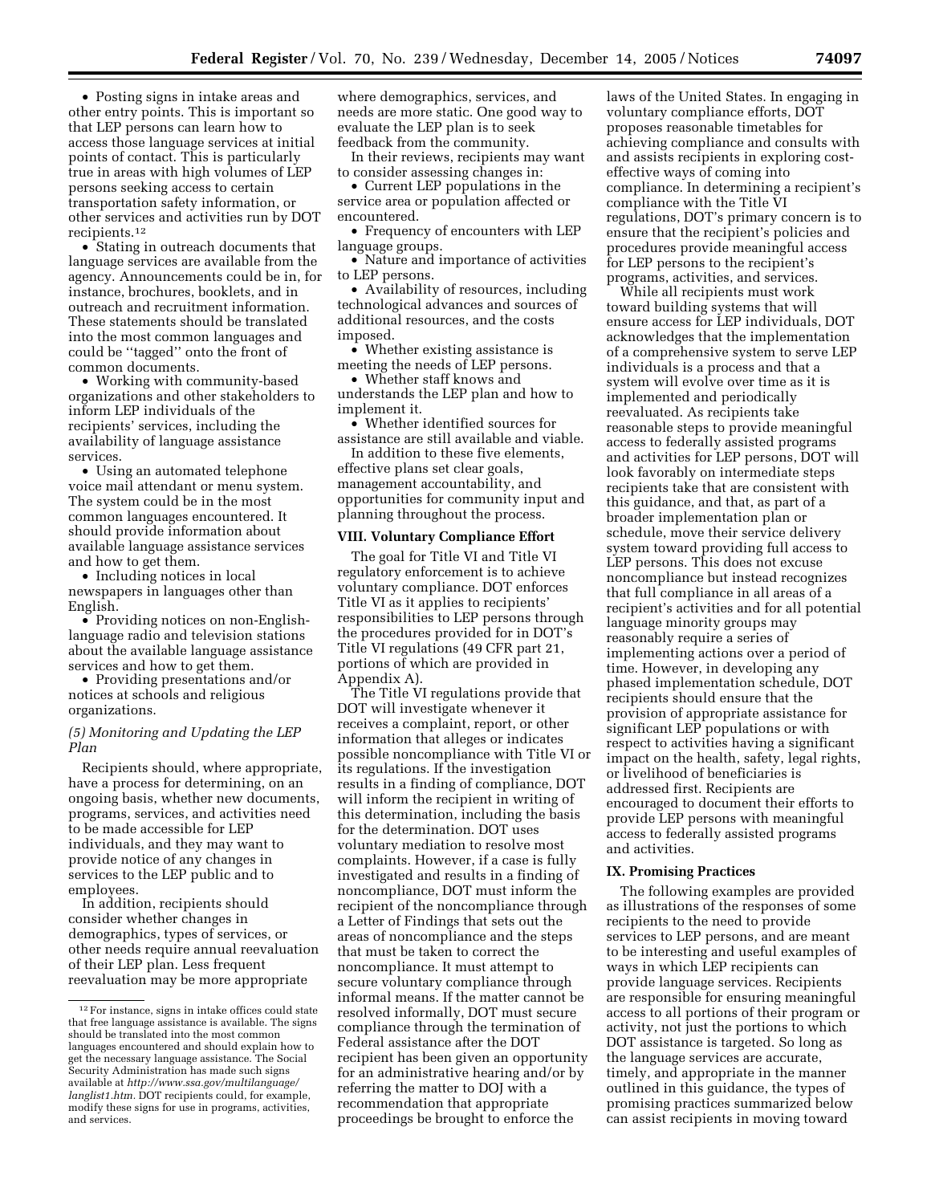- Posting signs in intake areas and other entry points. This is important so that LEP persons can learn how to access those language services at initial points of contact. This is particularly true in areas with high volumes of LEP persons seeking access to certain transportation safety information, or other services and activities run by DOT recipients.[12]
- Stating in outreach documents that language services are available from the agency. Announcements could be in, for instance, brochures, booklets, and in outreach and recruitment information. These statements should be translated into the most common languages and could be "tagged" onto the front of common documents.
- Working with community-based organizations and other stakeholders to inform LEP individuals of the recipients' services, including the availability of language assistance services.
- Using an automated telephone voice mail attendant or menu system. The system could be in the most common languages encountered. It should provide information about available language assistance services and how to get them.
- Including notices in local newspapers in languages other than English.
- Providing notices on non-English-language radio and television stations about the available language assistance services and how to get them.
- Providing presentations and/or notices at schools and religious organizations.

### *(5) Monitoring and Updating the LEP Plan*

Recipients should, where appropriate, have a process for determining, on an ongoing basis, whether new documents, programs, services, and activities need to be made accessible for LEP individuals, and they may want to provide notice of any changes in services to the LEP public and to employees.

In addition, recipients should consider whether changes in demographics, types of services, or other needs require annual reevaluation of their LEP plan. Less frequent reevaluation may be more appropriate where demographics, services, and needs are more static. One good way to evaluate the LEP plan is to seek feedback from the community.

In their reviews, recipients may want to consider assessing changes in:

- Current LEP populations in the service area or population affected or encountered.
- Frequency of encounters with LEP language groups.
- Nature and importance of activities to LEP persons.
- Availability of resources, including technological advances and sources of additional resources, and the costs imposed.
- Whether existing assistance is meeting the needs of LEP persons.
- Whether staff knows and understands the LEP plan and how to implement it.
- Whether identified sources for assistance are still available and viable.

In addition to these five elements, effective plans set clear goals, management accountability, and opportunities for community input and planning throughout the process.

## VIII. Voluntary Compliance Effort

The goal for Title VI and Title VI regulatory enforcement is to achieve voluntary compliance. DOT enforces Title VI as it applies to recipients' responsibilities to LEP persons through the procedures provided for in DOT's Title VI regulations (49 CFR part 21, portions of which are provided in Appendix A).

The Title VI regulations provide that DOT will investigate whenever it receives a complaint, report, or other information that alleges or indicates possible noncompliance with Title VI or its regulations. If the investigation results in a finding of compliance, DOT will inform the recipient in writing of this determination, including the basis for the determination. DOT uses voluntary mediation to resolve most complaints. However, if a case is fully investigated and results in a finding of noncompliance, DOT must inform the recipient of the noncompliance through a Letter of Findings that sets out the areas of noncompliance and the steps that must be taken to correct the noncompliance. It must attempt to secure voluntary compliance through informal means. If the matter cannot be resolved informally, DOT must secure compliance through the termination of Federal assistance after the DOT recipient has been given an opportunity for an administrative hearing and/or by referring the matter to DOJ with a recommendation that appropriate proceedings be brought to enforce the laws of the United States. In engaging in voluntary compliance efforts, DOT proposes reasonable timetables for achieving compliance and consults with and assists recipients in exploring cost-effective ways of coming into compliance. In determining a recipient's compliance with the Title VI regulations, DOT's primary concern is to ensure that the recipient's policies and procedures provide meaningful access for LEP persons to the recipient's programs, activities, and services.

While all recipients must work toward building systems that will ensure access for LEP individuals, DOT acknowledges that the implementation of a comprehensive system to serve LEP individuals is a process and that a system will evolve over time as it is implemented and periodically reevaluated. As recipients take reasonable steps to provide meaningful access to federally assisted programs and activities for LEP persons, DOT will look favorably on intermediate steps recipients take that are consistent with this guidance, and that, as part of a broader implementation plan or schedule, move their service delivery system toward providing full access to LEP persons. This does not excuse noncompliance but instead recognizes that full compliance in all areas of a recipient's activities and for all potential language minority groups may reasonably require a series of implementing actions over a period of time. However, in developing any phased implementation schedule, DOT recipients should ensure that the provision of appropriate assistance for significant LEP populations or with respect to activities having a significant impact on the health, safety, legal rights, or livelihood of beneficiaries is addressed first. Recipients are encouraged to document their efforts to provide LEP persons with meaningful access to federally assisted programs and activities.

## IX. Promising Practices

The following examples are provided as illustrations of the responses of some recipients to the need to provide services to LEP persons, and are meant to be interesting and useful examples of ways in which LEP recipients can provide language services. Recipients are responsible for ensuring meaningful access to all portions of their program or activity, not just the portions to which DOT assistance is targeted. So long as the language services are accurate, timely, and appropriate in the manner outlined in this guidance, the types of promising practices summarized below can assist recipients in moving toward

---

[12] For instance, signs in intake offices could state that free language assistance is available. The signs should be translated into the most common languages encountered and should explain how to get the necessary language assistance. The Social Security Administration has made such signs available at *http://www.ssa.gov/multilanguage/langlist1.htm.* DOT recipients could, for example, modify these signs for use in programs, activities, and services.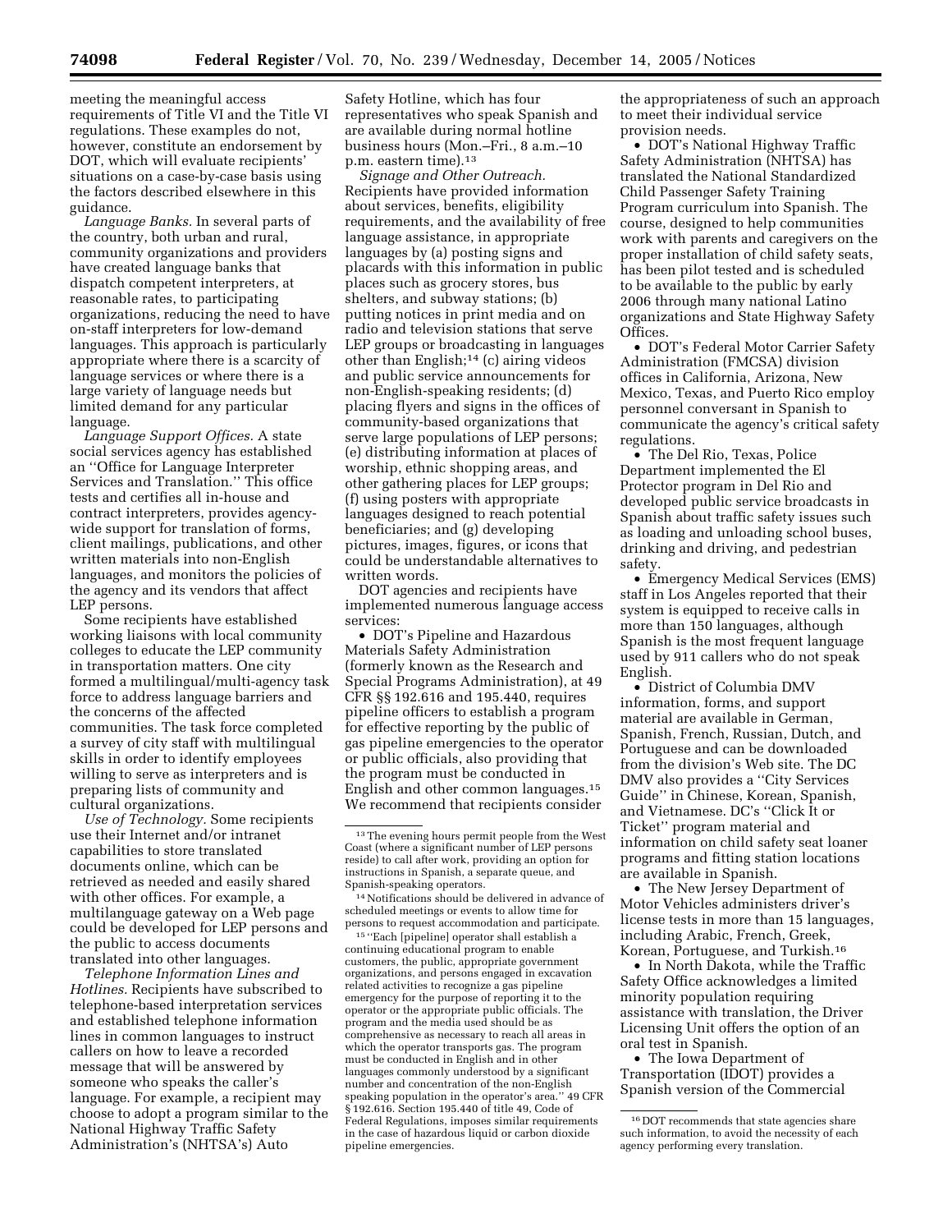meeting the meaningful access requirements of Title VI and the Title VI regulations. These examples do not, however, constitute an endorsement by DOT, which will evaluate recipients' situations on a case-by-case basis using the factors described elsewhere in this guidance.

*Language Banks.* In several parts of the country, both urban and rural, community organizations and providers have created language banks that dispatch competent interpreters, at reasonable rates, to participating organizations, reducing the need to have on-staff interpreters for low-demand languages. This approach is particularly appropriate where there is a scarcity of language services or where there is a large variety of language needs but limited demand for any particular language.

*Language Support Offices.* A state social services agency has established an ''Office for Language Interpreter Services and Translation.'' This office tests and certifies all in-house and contract interpreters, provides agency-wide support for translation of forms, client mailings, publications, and other written materials into non-English languages, and monitors the policies of the agency and its vendors that affect LEP persons.

Some recipients have established working liaisons with local community colleges to educate the LEP community in transportation matters. One city formed a multilingual/multi-agency task force to address language barriers and the concerns of the affected communities. The task force completed a survey of city staff with multilingual skills in order to identify employees willing to serve as interpreters and is preparing lists of community and cultural organizations.

*Use of Technology.* Some recipients use their Internet and/or intranet capabilities to store translated documents online, which can be retrieved as needed and easily shared with other offices. For example, a multilanguage gateway on a Web page could be developed for LEP persons and the public to access documents translated into other languages.

*Telephone Information Lines and Hotlines.* Recipients have subscribed to telephone-based interpretation services and established telephone information lines in common languages to instruct callers on how to leave a recorded message that will be answered by someone who speaks the caller's language. For example, a recipient may choose to adopt a program similar to the National Highway Traffic Safety Administration's (NHTSA's) Auto Safety Hotline, which has four representatives who speak Spanish and are available during normal hotline business hours (Mon.–Fri., 8 a.m.–10 p.m. eastern time).[13]

*Signage and Other Outreach.* Recipients have provided information about services, benefits, eligibility requirements, and the availability of free language assistance, in appropriate languages by (a) posting signs and placards with this information in public places such as grocery stores, bus shelters, and subway stations; (b) putting notices in print media and on radio and television stations that serve LEP groups or broadcasting in languages other than English;[14] (c) airing videos and public service announcements for non-English-speaking residents; (d) placing flyers and signs in the offices of community-based organizations that serve large populations of LEP persons; (e) distributing information at places of worship, ethnic shopping areas, and other gathering places for LEP groups; (f) using posters with appropriate languages designed to reach potential beneficiaries; and (g) developing pictures, images, figures, or icons that could be understandable alternatives to written words.

DOT agencies and recipients have implemented numerous language access services:

- DOT's Pipeline and Hazardous Materials Safety Administration (formerly known as the Research and Special Programs Administration), at 49 CFR §§ 192.616 and 195.440, requires pipeline officers to establish a program for effective reporting by the public of gas pipeline emergencies to the operator or public officials, also providing that the program must be conducted in English and other common languages.[15] We recommend that recipients consider the appropriateness of such an approach to meet their individual service provision needs.
- DOT's National Highway Traffic Safety Administration (NHTSA) has translated the National Standardized Child Passenger Safety Training Program curriculum into Spanish. The course, designed to help communities work with parents and caregivers on the proper installation of child safety seats, has been pilot tested and is scheduled to be available to the public by early 2006 through many national Latino organizations and State Highway Safety Offices.
- DOT's Federal Motor Carrier Safety Administration (FMCSA) division offices in California, Arizona, New Mexico, Texas, and Puerto Rico employ personnel conversant in Spanish to communicate the agency's critical safety regulations.
- The Del Rio, Texas, Police Department implemented the El Protector program in Del Rio and developed public service broadcasts in Spanish about traffic safety issues such as loading and unloading school buses, drinking and driving, and pedestrian safety.
- Emergency Medical Services (EMS) staff in Los Angeles reported that their system is equipped to receive calls in more than 150 languages, although Spanish is the most frequent language used by 911 callers who do not speak English.
- District of Columbia DMV information, forms, and support material are available in German, Spanish, French, Russian, Dutch, and Portuguese and can be downloaded from the division's Web site. The DC DMV also provides a ''City Services Guide'' in Chinese, Korean, Spanish, and Vietnamese. DC's ''Click It or Ticket'' program material and information on child safety seat loaner programs and fitting station locations are available in Spanish.
- The New Jersey Department of Motor Vehicles administers driver's license tests in more than 15 languages, including Arabic, French, Greek, Korean, Portuguese, and Turkish.[16]
- In North Dakota, while the Traffic Safety Office acknowledges a limited minority population requiring assistance with translation, the Driver Licensing Unit offers the option of an oral test in Spanish.
- The Iowa Department of Transportation (IDOT) provides a Spanish version of the Commercial

---

[13] The evening hours permit people from the West Coast (where a significant number of LEP persons reside) to call after work, providing an option for instructions in Spanish, a separate queue, and Spanish-speaking operators.

[14] Notifications should be delivered in advance of scheduled meetings or events to allow time for persons to request accommodation and participate.

[15] ''Each [pipeline] operator shall establish a continuing educational program to enable customers, the public, appropriate government organizations, and persons engaged in excavation related activities to recognize a gas pipeline emergency for the purpose of reporting it to the operator or the appropriate public officials. The program and the media used should be as comprehensive as necessary to reach all areas in which the operator transports gas. The program must be conducted in English and in other languages commonly understood by a significant number and concentration of the non-English speaking population in the operator's area.'' 49 CFR § 192.616. Section 195.440 of title 49, Code of Federal Regulations, imposes similar requirements in the case of hazardous liquid or carbon dioxide pipeline emergencies.

[16] DOT recommends that state agencies share such information, to avoid the necessity of each agency performing every translation.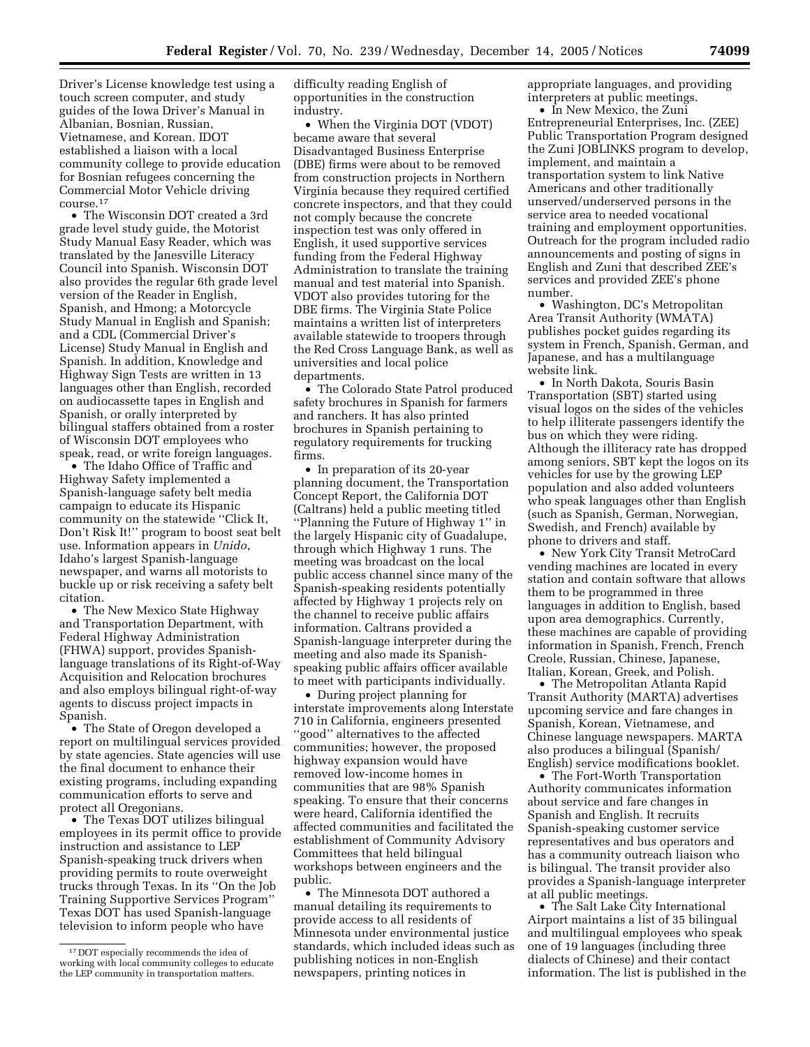Driver's License knowledge test using a touch screen computer, and study guides of the Iowa Driver's Manual in Albanian, Bosnian, Russian, Vietnamese, and Korean. IDOT established a liaison with a local community college to provide education for Bosnian refugees concerning the Commercial Motor Vehicle driving course.[17]

- The Wisconsin DOT created a 3rd grade level study guide, the Motorist Study Manual Easy Reader, which was translated by the Janesville Literacy Council into Spanish. Wisconsin DOT also provides the regular 6th grade level version of the Reader in English, Spanish, and Hmong; a Motorcycle Study Manual in English and Spanish; and a CDL (Commercial Driver's License) Study Manual in English and Spanish. In addition, Knowledge and Highway Sign Tests are written in 13 languages other than English, recorded on audiocassette tapes in English and Spanish, or orally interpreted by bilingual staffers obtained from a roster of Wisconsin DOT employees who speak, read, or write foreign languages.
- The Idaho Office of Traffic and Highway Safety implemented a Spanish-language safety belt media campaign to educate its Hispanic community on the statewide "Click It, Don't Risk It!" program to boost seat belt use. Information appears in *Unido*, Idaho's largest Spanish-language newspaper, and warns all motorists to buckle up or risk receiving a safety belt citation.
- The New Mexico State Highway and Transportation Department, with Federal Highway Administration (FHWA) support, provides Spanish-language translations of its Right-of-Way Acquisition and Relocation brochures and also employs bilingual right-of-way agents to discuss project impacts in Spanish.
- The State of Oregon developed a report on multilingual services provided by state agencies. State agencies will use the final document to enhance their existing programs, including expanding communication efforts to serve and protect all Oregonians.
- The Texas DOT utilizes bilingual employees in its permit office to provide instruction and assistance to LEP Spanish-speaking truck drivers when providing permits to route overweight trucks through Texas. In its "On the Job Training Supportive Services Program" Texas DOT has used Spanish-language television to inform people who have difficulty reading English of opportunities in the construction industry.
- When the Virginia DOT (VDOT) became aware that several Disadvantaged Business Enterprise (DBE) firms were about to be removed from construction projects in Northern Virginia because they required certified concrete inspectors, and that they could not comply because the concrete inspection test was only offered in English, it used supportive services funding from the Federal Highway Administration to translate the training manual and test material into Spanish. VDOT also provides tutoring for the DBE firms. The Virginia State Police maintains a written list of interpreters available statewide to troopers through the Red Cross Language Bank, as well as universities and local police departments.
- The Colorado State Patrol produced safety brochures in Spanish for farmers and ranchers. It has also printed brochures in Spanish pertaining to regulatory requirements for trucking firms.
- In preparation of its 20-year planning document, the Transportation Concept Report, the California DOT (Caltrans) held a public meeting titled "Planning the Future of Highway 1" in the largely Hispanic city of Guadalupe, through which Highway 1 runs. The meeting was broadcast on the local public access channel since many of the Spanish-speaking residents potentially affected by Highway 1 projects rely on the channel to receive public affairs information. Caltrans provided a Spanish-language interpreter during the meeting and also made its Spanish-speaking public affairs officer available to meet with participants individually.
- During project planning for interstate improvements along Interstate 710 in California, engineers presented "good" alternatives to the affected communities; however, the proposed highway expansion would have removed low-income homes in communities that are 98% Spanish speaking. To ensure that their concerns were heard, California identified the affected communities and facilitated the establishment of Community Advisory Committees that held bilingual workshops between engineers and the public.
- The Minnesota DOT authored a manual detailing its requirements to provide access to all residents of Minnesota under environmental justice standards, which included ideas such as publishing notices in non-English newspapers, printing notices in appropriate languages, and providing interpreters at public meetings.
- In New Mexico, the Zuni Entrepreneurial Enterprises, Inc. (ZEE) Public Transportation Program designed the Zuni JOBLINKS program to develop, implement, and maintain a transportation system to link Native Americans and other traditionally unserved/underserved persons in the service area to needed vocational training and employment opportunities. Outreach for the program included radio announcements and posting of signs in English and Zuni that described ZEE's services and provided ZEE's phone number.
- Washington, DC's Metropolitan Area Transit Authority (WMATA) publishes pocket guides regarding its system in French, Spanish, German, and Japanese, and has a multilanguage website link.
- In North Dakota, Souris Basin Transportation (SBT) started using visual logos on the sides of the vehicles to help illiterate passengers identify the bus on which they were riding. Although the illiteracy rate has dropped among seniors, SBT kept the logos on its vehicles for use by the growing LEP population and also added volunteers who speak languages other than English (such as Spanish, German, Norwegian, Swedish, and French) available by phone to drivers and staff.
- New York City Transit MetroCard vending machines are located in every station and contain software that allows them to be programmed in three languages in addition to English, based upon area demographics. Currently, these machines are capable of providing information in Spanish, French, French Creole, Russian, Chinese, Japanese, Italian, Korean, Greek, and Polish.
- The Metropolitan Atlanta Rapid Transit Authority (MARTA) advertises upcoming service and fare changes in Spanish, Korean, Vietnamese, and Chinese language newspapers. MARTA also produces a bilingual (Spanish/English) service modifications booklet.
- The Fort-Worth Transportation Authority communicates information about service and fare changes in Spanish and English. It recruits Spanish-speaking customer service representatives and bus operators and has a community outreach liaison who is bilingual. The transit provider also provides a Spanish-language interpreter at all public meetings.
- The Salt Lake City International Airport maintains a list of 35 bilingual and multilingual employees who speak one of 19 languages (including three dialects of Chinese) and their contact information. The list is published in the

[17] DOT especially recommends the idea of working with local community colleges to educate the LEP community in transportation matters.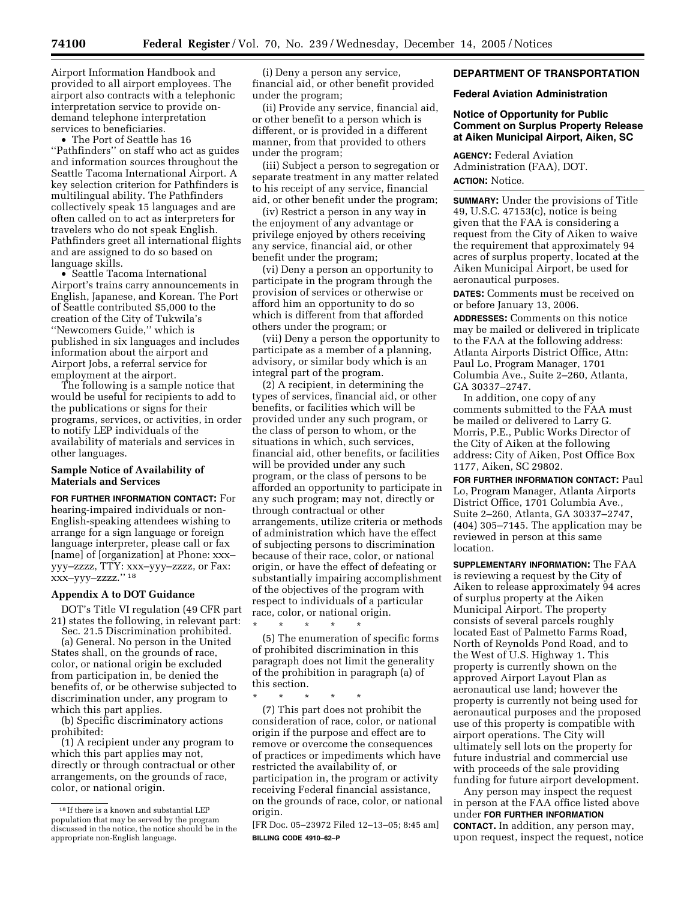Airport Information Handbook and provided to all airport employees. The airport also contracts with a telephonic interpretation service to provide on-demand telephone interpretation services to beneficiaries.

- The Port of Seattle has 16 ''Pathfinders'' on staff who act as guides and information sources throughout the Seattle Tacoma International Airport. A key selection criterion for Pathfinders is multilingual ability. The Pathfinders collectively speak 15 languages and are often called on to act as interpreters for travelers who do not speak English. Pathfinders greet all international flights and are assigned to do so based on language skills.
- Seattle Tacoma International Airport's trains carry announcements in English, Japanese, and Korean. The Port of Seattle contributed $5,000 to the creation of the City of Tukwila's ''Newcomers Guide,'' which is published in six languages and includes information about the airport and Airport Jobs, a referral service for employment at the airport.

The following is a sample notice that would be useful for recipients to add to the publications or signs for their programs, services, or activities, in order to notify LEP individuals of the availability of materials and services in other languages.

### Sample Notice of Availability of Materials and Services

**FOR FURTHER INFORMATION CONTACT:** For hearing-impaired individuals or non-English-speaking attendees wishing to arrange for a sign language or foreign language interpreter, please call or fax [name] of [organization] at Phone: xxx–yyy–zzzz, TTY: xxx–yyy–zzzz, or Fax: xxx–yyy–zzzz.'' [18]

### Appendix A to DOT Guidance

DOT's Title VI regulation (49 CFR part 21) states the following, in relevant part:

Sec. 21.5 Discrimination prohibited.

(a) General. No person in the United States shall, on the grounds of race, color, or national origin be excluded from participation in, be denied the benefits of, or be otherwise subjected to discrimination under, any program to which this part applies.

(b) Specific discriminatory actions prohibited:

(1) A recipient under any program to which this part applies may not, directly or through contractual or other arrangements, on the grounds of race, color, or national origin.

(i) Deny a person any service, financial aid, or other benefit provided under the program;

(ii) Provide any service, financial aid, or other benefit to a person which is different, or is provided in a different manner, from that provided to others under the program;

(iii) Subject a person to segregation or separate treatment in any matter related to his receipt of any service, financial aid, or other benefit under the program;

(iv) Restrict a person in any way in the enjoyment of any advantage or privilege enjoyed by others receiving any service, financial aid, or other benefit under the program;

(vi) Deny a person an opportunity to participate in the program through the provision of services or otherwise or afford him an opportunity to do so which is different from that afforded others under the program; or

(vii) Deny a person the opportunity to participate as a member of a planning, advisory, or similar body which is an integral part of the program.

(2) A recipient, in determining the types of services, financial aid, or other benefits, or facilities which will be provided under any such program, or the class of person to whom, or the situations in which, such services, financial aid, other benefits, or facilities will be provided under any such program, or the class of persons to be afforded an opportunity to participate in any such program; may not, directly or through contractual or other arrangements, utilize criteria or methods of administration which have the effect of subjecting persons to discrimination because of their race, color, or national origin, or have the effect of defeating or substantially impairing accomplishment of the objectives of the program with respect to individuals of a particular race, color, or national origin.

\* \* \* \* \*

(5) The enumeration of specific forms of prohibited discrimination in this paragraph does not limit the generality of the prohibition in paragraph (a) of this section.

\* \* \* \* \*

(7) This part does not prohibit the consideration of race, color, or national origin if the purpose and effect are to remove or overcome the consequences of practices or impediments which have restricted the availability of, or participation in, the program or activity receiving Federal financial assistance, on the grounds of race, color, or national origin.

[FR Doc. 05–23972 Filed 12–13–05; 8:45 am]

**BILLING CODE 4910–62–P**

[18] If there is a known and substantial LEP population that may be served by the program discussed in the notice, the notice should be in the appropriate non-English language.

## DEPARTMENT OF TRANSPORTATION

### Federal Aviation Administration

### Notice of Opportunity for Public Comment on Surplus Property Release at Aiken Municipal Airport, Aiken, SC

**AGENCY:** Federal Aviation Administration (FAA), DOT.

**ACTION:** Notice.

**SUMMARY:** Under the provisions of Title 49, U.S.C. 47153(c), notice is being given that the FAA is considering a request from the City of Aiken to waive the requirement that approximately 94 acres of surplus property, located at the Aiken Municipal Airport, be used for aeronautical purposes.

**DATES:** Comments must be received on or before January 13, 2006.

**ADDRESSES:** Comments on this notice may be mailed or delivered in triplicate to the FAA at the following address: Atlanta Airports District Office, Attn: Paul Lo, Program Manager, 1701 Columbia Ave., Suite 2–260, Atlanta, GA 30337–2747.

In addition, one copy of any comments submitted to the FAA must be mailed or delivered to Larry G. Morris, P.E., Public Works Director of the City of Aiken at the following address: City of Aiken, Post Office Box 1177, Aiken, SC 29802.

**FOR FURTHER INFORMATION CONTACT:** Paul Lo, Program Manager, Atlanta Airports District Office, 1701 Columbia Ave., Suite 2–260, Atlanta, GA 30337–2747, (404) 305–7145. The application may be reviewed in person at this same location.

**SUPPLEMENTARY INFORMATION:** The FAA is reviewing a request by the City of Aiken to release approximately 94 acres of surplus property at the Aiken Municipal Airport. The property consists of several parcels roughly located East of Palmetto Farms Road, North of Reynolds Pond Road, and to the West of U.S. Highway 1. This property is currently shown on the approved Airport Layout Plan as aeronautical use land; however the property is currently not being used for aeronautical purposes and the proposed use of this property is compatible with airport operations. The City will ultimately sell lots on the property for future industrial and commercial use with proceeds of the sale providing funding for future airport development.

Any person may inspect the request in person at the FAA office listed above under **FOR FURTHER INFORMATION CONTACT.** In addition, any person may, upon request, inspect the request, notice